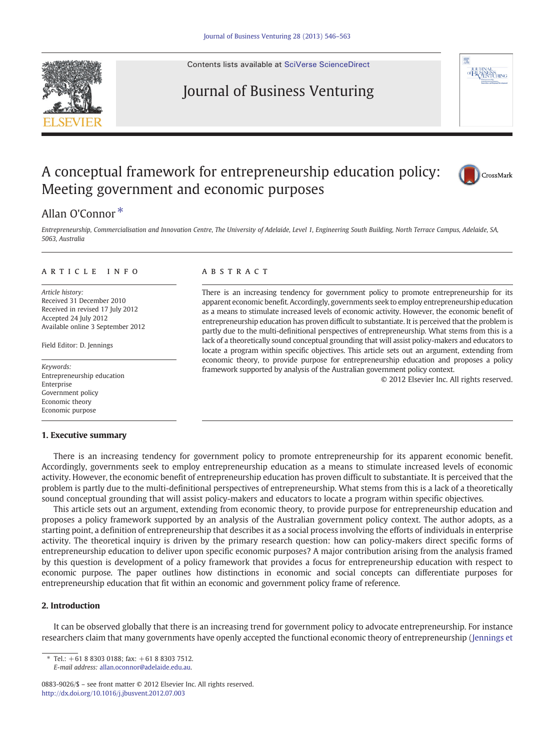Contents lists available at SciVerse ScienceDirect

Journal of Business Venturing

# A conceptual framework for entrepreneurship education policy: Meeting government and economic purposes

Allan O'Connor *

*Entrepreneurship, Commercialisation and Innovation Centre, The University of Adelaide, Level 1, Engineering South Building, North Terrace Campus, Adelaide, SA, 5063, Australia*

ARTICLE INFO

*Article history:*
Received 31 December 2010
Received in revised 17 July 2012
Accepted 24 July 2012
Available online 3 September 2012

Field Editor: D. Jennings

*Keywords:*
Entrepreneurship education
Enterprise
Government policy
Economic theory
Economic purpose

ABSTRACT

There is an increasing tendency for government policy to promote entrepreneurship for its apparent economic benefit. Accordingly, governments seek to employ entrepreneurship education as a means to stimulate increased levels of economic activity. However, the economic benefit of entrepreneurship education has proven difficult to substantiate. It is perceived that the problem is partly due to the multi-definitional perspectives of entrepreneurship. What stems from this is a lack of a theoretically sound conceptual grounding that will assist policy-makers and educators to locate a program within specific objectives. This article sets out an argument, extending from economic theory, to provide purpose for entrepreneurship education and proposes a policy framework supported by analysis of the Australian government policy context.

© 2012 Elsevier Inc. All rights reserved.

## 1. Executive summary

There is an increasing tendency for government policy to promote entrepreneurship for its apparent economic benefit. Accordingly, governments seek to employ entrepreneurship education as a means to stimulate increased levels of economic activity. However, the economic benefit of entrepreneurship education has proven difficult to substantiate. It is perceived that the problem is partly due to the multi-definitional perspectives of entrepreneurship. What stems from this is a lack of a theoretically sound conceptual grounding that will assist policy-makers and educators to locate a program within specific objectives.

This article sets out an argument, extending from economic theory, to provide purpose for entrepreneurship education and proposes a policy framework supported by an analysis of the Australian government policy context. The author adopts, as a starting point, a definition of entrepreneurship that describes it as a social process involving the efforts of individuals in enterprise activity. The theoretical inquiry is driven by the primary research question: how can policy-makers direct specific forms of entrepreneurship education to deliver upon specific economic purposes? A major contribution arising from the analysis framed by this question is development of a policy framework that provides a focus for entrepreneurship education with respect to economic purpose. The paper outlines how distinctions in economic and social concepts can differentiate purposes for entrepreneurship education that fit within an economic and government policy frame of reference.

## 2. Introduction

It can be observed globally that there is an increasing trend for government policy to advocate entrepreneurship. For instance researchers claim that many governments have openly accepted the functional economic theory of entrepreneurship (Jennings et

* Tel.: +61 8 8303 0188; fax: +61 8 8303 7512.
*E-mail address:* allan.oconnor@adelaide.edu.au.

0883-9026/$ – see front matter © 2012 Elsevier Inc. All rights reserved.
http://dx.doi.org/10.1016/j.jbusvent.2012.07.003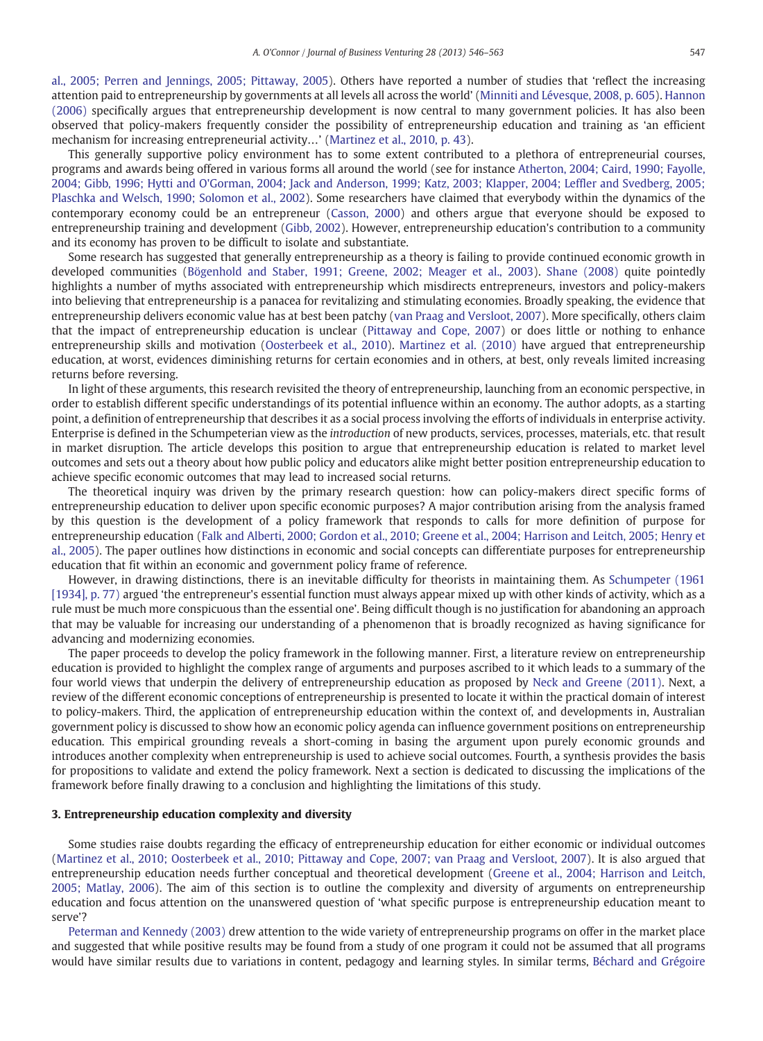al., 2005; Perren and Jennings, 2005; Pittaway, 2005). Others have reported a number of studies that 'reflect the increasing attention paid to entrepreneurship by governments at all levels all across the world' (Minniti and Lévesque, 2008, p. 605). Hannon (2006) specifically argues that entrepreneurship development is now central to many government policies. It has also been observed that policy-makers frequently consider the possibility of entrepreneurship education and training as 'an efficient mechanism for increasing entrepreneurial activity…' (Martinez et al., 2010, p. 43).

This generally supportive policy environment has to some extent contributed to a plethora of entrepreneurial courses, programs and awards being offered in various forms all around the world (see for instance Atherton, 2004; Caird, 1990; Fayolle, 2004; Gibb, 1996; Hytti and O'Gorman, 2004; Jack and Anderson, 1999; Katz, 2003; Klapper, 2004; Leffler and Svedberg, 2005; Plaschka and Welsch, 1990; Solomon et al., 2002). Some researchers have claimed that everybody within the dynamics of the contemporary economy could be an entrepreneur (Casson, 2000) and others argue that everyone should be exposed to entrepreneurship training and development (Gibb, 2002). However, entrepreneurship education's contribution to a community and its economy has proven to be difficult to isolate and substantiate.

Some research has suggested that generally entrepreneurship as a theory is failing to provide continued economic growth in developed communities (Bögenhold and Staber, 1991; Greene, 2002; Meager et al., 2003). Shane (2008) quite pointedly highlights a number of myths associated with entrepreneurship which misdirects entrepreneurs, investors and policy-makers into believing that entrepreneurship is a panacea for revitalizing and stimulating economies. Broadly speaking, the evidence that entrepreneurship delivers economic value has at best been patchy (van Praag and Versloot, 2007). More specifically, others claim that the impact of entrepreneurship education is unclear (Pittaway and Cope, 2007) or does little or nothing to enhance entrepreneurship skills and motivation (Oosterbeek et al., 2010). Martinez et al. (2010) have argued that entrepreneurship education, at worst, evidences diminishing returns for certain economies and in others, at best, only reveals limited increasing returns before reversing.

In light of these arguments, this research revisited the theory of entrepreneurship, launching from an economic perspective, in order to establish different specific understandings of its potential influence within an economy. The author adopts, as a starting point, a definition of entrepreneurship that describes it as a social process involving the efforts of individuals in enterprise activity. Enterprise is defined in the Schumpeterian view as the *introduction* of new products, services, processes, materials, etc. that result in market disruption. The article develops this position to argue that entrepreneurship education is related to market level outcomes and sets out a theory about how public policy and educators alike might better position entrepreneurship education to achieve specific economic outcomes that may lead to increased social returns.

The theoretical inquiry was driven by the primary research question: how can policy-makers direct specific forms of entrepreneurship education to deliver upon specific economic purposes? A major contribution arising from the analysis framed by this question is the development of a policy framework that responds to calls for more definition of purpose for entrepreneurship education (Falk and Alberti, 2000; Gordon et al., 2010; Greene et al., 2004; Harrison and Leitch, 2005; Henry et al., 2005). The paper outlines how distinctions in economic and social concepts can differentiate purposes for entrepreneurship education that fit within an economic and government policy frame of reference.

However, in drawing distinctions, there is an inevitable difficulty for theorists in maintaining them. As Schumpeter (1961 [1934], p. 77) argued 'the entrepreneur's essential function must always appear mixed up with other kinds of activity, which as a rule must be much more conspicuous than the essential one'. Being difficult though is no justification for abandoning an approach that may be valuable for increasing our understanding of a phenomenon that is broadly recognized as having significance for advancing and modernizing economies.

The paper proceeds to develop the policy framework in the following manner. First, a literature review on entrepreneurship education is provided to highlight the complex range of arguments and purposes ascribed to it which leads to a summary of the four world views that underpin the delivery of entrepreneurship education as proposed by Neck and Greene (2011). Next, a review of the different economic conceptions of entrepreneurship is presented to locate it within the practical domain of interest to policy-makers. Third, the application of entrepreneurship education within the context of, and developments in, Australian government policy is discussed to show how an economic policy agenda can influence government positions on entrepreneurship education. This empirical grounding reveals a short-coming in basing the argument upon purely economic grounds and introduces another complexity when entrepreneurship is used to achieve social outcomes. Fourth, a synthesis provides the basis for propositions to validate and extend the policy framework. Next a section is dedicated to discussing the implications of the framework before finally drawing to a conclusion and highlighting the limitations of this study.

## 3. Entrepreneurship education complexity and diversity

Some studies raise doubts regarding the efficacy of entrepreneurship education for either economic or individual outcomes (Martinez et al., 2010; Oosterbeek et al., 2010; Pittaway and Cope, 2007; van Praag and Versloot, 2007). It is also argued that entrepreneurship education needs further conceptual and theoretical development (Greene et al., 2004; Harrison and Leitch, 2005; Matlay, 2006). The aim of this section is to outline the complexity and diversity of arguments on entrepreneurship education and focus attention on the unanswered question of 'what specific purpose is entrepreneurship education meant to serve'?

Peterman and Kennedy (2003) drew attention to the wide variety of entrepreneurship programs on offer in the market place and suggested that while positive results may be found from a study of one program it could not be assumed that all programs would have similar results due to variations in content, pedagogy and learning styles. In similar terms, Béchard and Grégoire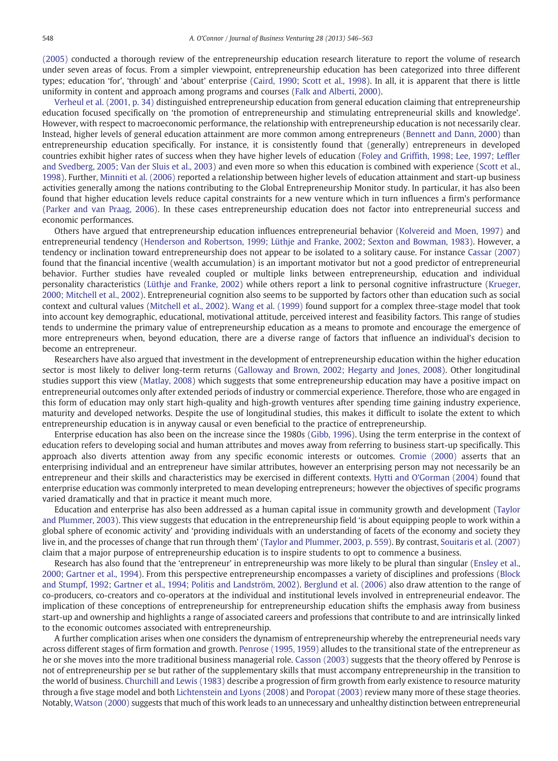(2005) conducted a thorough review of the entrepreneurship education research literature to report the volume of research under seven areas of focus. From a simpler viewpoint, entrepreneurship education has been categorized into three different types; education 'for', 'through' and 'about' enterprise (Caird, 1990; Scott et al., 1998). In all, it is apparent that there is little uniformity in content and approach among programs and courses (Falk and Alberti, 2000).

Verheul et al. (2001, p. 34) distinguished entrepreneurship education from general education claiming that entrepreneurship education focused specifically on 'the promotion of entrepreneurship and stimulating entrepreneurial skills and knowledge'. However, with respect to macroeconomic performance, the relationship with entrepreneurship education is not necessarily clear. Instead, higher levels of general education attainment are more common among entrepreneurs (Bennett and Dann, 2000) than entrepreneurship education specifically. For instance, it is consistently found that (generally) entrepreneurs in developed countries exhibit higher rates of success when they have higher levels of education (Foley and Griffith, 1998; Lee, 1997; Leffler and Svedberg, 2005; Van der Sluis et al., 2003) and even more so when this education is combined with experience (Scott et al., 1998). Further, Minniti et al. (2006) reported a relationship between higher levels of education attainment and start-up business activities generally among the nations contributing to the Global Entrepreneurship Monitor study. In particular, it has also been found that higher education levels reduce capital constraints for a new venture which in turn influences a firm's performance (Parker and van Praag, 2006). In these cases entrepreneurship education does not factor into entrepreneurial success and economic performances.

Others have argued that entrepreneurship education influences entrepreneurial behavior (Kolvereid and Moen, 1997) and entrepreneurial tendency (Henderson and Robertson, 1999; Lüthje and Franke, 2002; Sexton and Bowman, 1983). However, a tendency or inclination toward entrepreneurship does not appear to be isolated to a solitary cause. For instance Cassar (2007) found that the financial incentive (wealth accumulation) is an important motivator but not a good predictor of entrepreneurial behavior. Further studies have revealed coupled or multiple links between entrepreneurship, education and individual personality characteristics (Lüthje and Franke, 2002) while others report a link to personal cognitive infrastructure (Krueger, 2000; Mitchell et al., 2002). Entrepreneurial cognition also seems to be supported by factors other than education such as social context and cultural values (Mitchell et al., 2002). Wang et al. (1999) found support for a complex three-stage model that took into account key demographic, educational, motivational attitude, perceived interest and feasibility factors. This range of studies tends to undermine the primary value of entrepreneurship education as a means to promote and encourage the emergence of more entrepreneurs when, beyond education, there are a diverse range of factors that influence an individual's decision to become an entrepreneur.

Researchers have also argued that investment in the development of entrepreneurship education within the higher education sector is most likely to deliver long-term returns (Galloway and Brown, 2002; Hegarty and Jones, 2008). Other longitudinal studies support this view (Matlay, 2008) which suggests that some entrepreneurship education may have a positive impact on entrepreneurial outcomes only after extended periods of industry or commercial experience. Therefore, those who are engaged in this form of education may only start high-quality and high-growth ventures after spending time gaining industry experience, maturity and developed networks. Despite the use of longitudinal studies, this makes it difficult to isolate the extent to which entrepreneurship education is in anyway causal or even beneficial to the practice of entrepreneurship.

Enterprise education has also been on the increase since the 1980s (Gibb, 1996). Using the term enterprise in the context of education refers to developing social and human attributes and moves away from referring to business start-up specifically. This approach also diverts attention away from any specific economic interests or outcomes. Cromie (2000) asserts that an enterprising individual and an entrepreneur have similar attributes, however an enterprising person may not necessarily be an entrepreneur and their skills and characteristics may be exercised in different contexts. Hytti and O'Gorman (2004) found that enterprise education was commonly interpreted to mean developing entrepreneurs; however the objectives of specific programs varied dramatically and that in practice it meant much more.

Education and enterprise has also been addressed as a human capital issue in community growth and development (Taylor and Plummer, 2003). This view suggests that education in the entrepreneurship field 'is about equipping people to work within a global sphere of economic activity' and 'providing individuals with an understanding of facets of the economy and society they live in, and the processes of change that run through them' (Taylor and Plummer, 2003, p. 559). By contrast, Souitaris et al. (2007) claim that a major purpose of entrepreneurship education is to inspire students to opt to commence a business.

Research has also found that the 'entrepreneur' in entrepreneurship was more likely to be plural than singular (Ensley et al., 2000; Gartner et al., 1994). From this perspective entrepreneurship encompasses a variety of facets of disciplines and professions (Block and Stumpf, 1992; Gartner et al., 1994; Politis and Landström, 2002). Berglund et al. (2006) also draw attention to the range of co-producers, co-creators and co-operators at the individual and institutional levels involved in entrepreneurial endeavor. The implication of these conceptions of entrepreneurship for entrepreneurship education shifts the emphasis away from business start-up and ownership and highlights a range of associated careers and professions that contribute to and are intrinsically linked to the economic outcomes associated with entrepreneurship.

A further complication arises when one considers the dynamism of entrepreneurship whereby the entrepreneurial needs vary across different stages of firm formation and growth. Penrose (1995, 1959) alludes to the transitional state of the entrepreneur as he or she moves into the more traditional business managerial role. Casson (2003) suggests that the theory offered by Penrose is not of entrepreneurship per se but rather of the supplementary skills that must accompany entrepreneurship in the transition to the world of business. Churchill and Lewis (1983) describe a progression of firm growth from early existence to resource maturity through a five stage model and both Lichtenstein and Lyons (2008) and Poropat (2003) review many more of these stage theories. Notably, Watson (2000) suggests that much of this work leads to an unnecessary and unhealthy distinction between entrepreneurial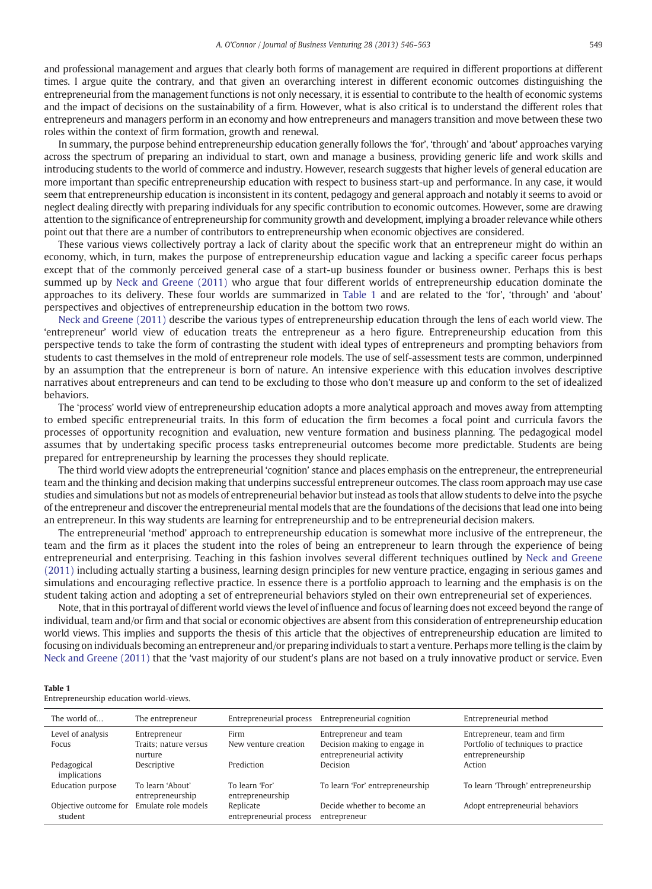and professional management and argues that clearly both forms of management are required in different proportions at different times. I argue quite the contrary, and that given an overarching interest in different economic outcomes distinguishing the entrepreneurial from the management functions is not only necessary, it is essential to contribute to the health of economic systems and the impact of decisions on the sustainability of a firm. However, what is also critical is to understand the different roles that entrepreneurs and managers perform in an economy and how entrepreneurs and managers transition and move between these two roles within the context of firm formation, growth and renewal.

In summary, the purpose behind entrepreneurship education generally follows the 'for', 'through' and 'about' approaches varying across the spectrum of preparing an individual to start, own and manage a business, providing generic life and work skills and introducing students to the world of commerce and industry. However, research suggests that higher levels of general education are more important than specific entrepreneurship education with respect to business start-up and performance. In any case, it would seem that entrepreneurship education is inconsistent in its content, pedagogy and general approach and notably it seems to avoid or neglect dealing directly with preparing individuals for any specific contribution to economic outcomes. However, some are drawing attention to the significance of entrepreneurship for community growth and development, implying a broader relevance while others point out that there are a number of contributors to entrepreneurship when economic objectives are considered.

These various views collectively portray a lack of clarity about the specific work that an entrepreneur might do within an economy, which, in turn, makes the purpose of entrepreneurship education vague and lacking a specific career focus perhaps except that of the commonly perceived general case of a start-up business founder or business owner. Perhaps this is best summed up by Neck and Greene (2011) who argue that four different worlds of entrepreneurship education dominate the approaches to its delivery. These four worlds are summarized in Table 1 and are related to the 'for', 'through' and 'about' perspectives and objectives of entrepreneurship education in the bottom two rows.

Neck and Greene (2011) describe the various types of entrepreneurship education through the lens of each world view. The 'entrepreneur' world view of education treats the entrepreneur as a hero figure. Entrepreneurship education from this perspective tends to take the form of contrasting the student with ideal types of entrepreneurs and prompting behaviors from students to cast themselves in the mold of entrepreneur role models. The use of self-assessment tests are common, underpinned by an assumption that the entrepreneur is born of nature. An intensive experience with this education involves descriptive narratives about entrepreneurs and can tend to be excluding to those who don't measure up and conform to the set of idealized behaviors.

The 'process' world view of entrepreneurship education adopts a more analytical approach and moves away from attempting to embed specific entrepreneurial traits. In this form of education the firm becomes a focal point and curricula favors the processes of opportunity recognition and evaluation, new venture formation and business planning. The pedagogical model assumes that by undertaking specific process tasks entrepreneurial outcomes become more predictable. Students are being prepared for entrepreneurship by learning the processes they should replicate.

The third world view adopts the entrepreneurial 'cognition' stance and places emphasis on the entrepreneur, the entrepreneurial team and the thinking and decision making that underpins successful entrepreneur outcomes. The class room approach may use case studies and simulations but not as models of entrepreneurial behavior but instead as tools that allow students to delve into the psyche of the entrepreneur and discover the entrepreneurial mental models that are the foundations of the decisions that lead one into being an entrepreneur. In this way students are learning for entrepreneurship and to be entrepreneurial decision makers.

The entrepreneurial 'method' approach to entrepreneurship education is somewhat more inclusive of the entrepreneur, the team and the firm as it places the student into the roles of being an entrepreneur to learn through the experience of being entrepreneurial and enterprising. Teaching in this fashion involves several different techniques outlined by Neck and Greene (2011) including actually starting a business, learning design principles for new venture practice, engaging in serious games and simulations and encouraging reflective practice. In essence there is a portfolio approach to learning and the emphasis is on the student taking action and adopting a set of entrepreneurial behaviors styled on their own entrepreneurial set of experiences.

Note, that in this portrayal of different world views the level of influence and focus of learning does not exceed beyond the range of individual, team and/or firm and that social or economic objectives are absent from this consideration of entrepreneurship education world views. This implies and supports the thesis of this article that the objectives of entrepreneurship education are limited to focusing on individuals becoming an entrepreneur and/or preparing individuals to start a venture. Perhaps more telling is the claim by Neck and Greene (2011) that the 'vast majority of our student's plans are not based on a truly innovative product or service. Even

**Table 1**
Entrepreneurship education world-views.

| The world of… | The entrepreneur | Entrepreneurial process | Entrepreneurial cognition | Entrepreneurial method |
|---|---|---|---|---|
| Level of analysis | Entrepreneur | Firm | Entrepreneur and team | Entrepreneur, team and firm |
| Focus | Traits; nature versus nurture | New venture creation | Decision making to engage in entrepreneurial activity | Portfolio of techniques to practice entrepreneurship |
| Pedagogical implications | Descriptive | Prediction | Decision | Action |
| Education purpose | To learn 'About' entrepreneurship | To learn 'For' entrepreneurship | To learn 'For' entrepreneurship | To learn 'Through' entrepreneurship |
| Objective outcome for student | Emulate role models | Replicate entrepreneurial process | Decide whether to become an entrepreneur | Adopt entrepreneurial behaviors |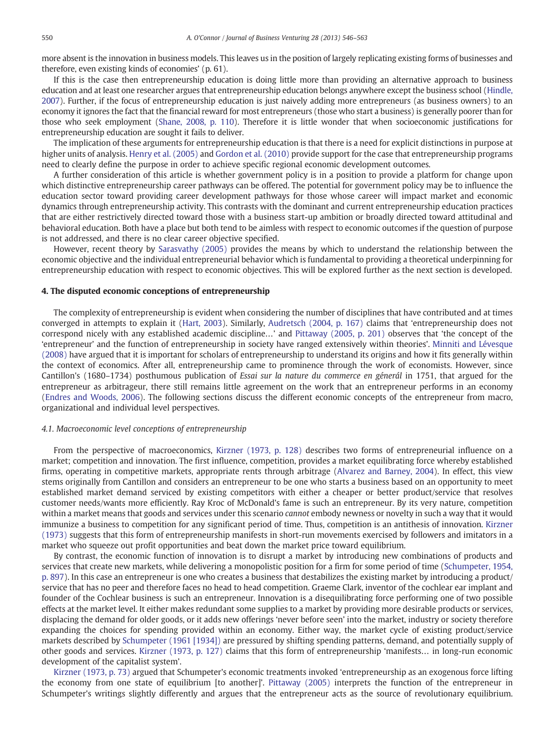more absent is the innovation in business models. This leaves us in the position of largely replicating existing forms of businesses and therefore, even existing kinds of economies' (p. 61).

If this is the case then entrepreneurship education is doing little more than providing an alternative approach to business education and at least one researcher argues that entrepreneurship education belongs anywhere except the business school (Hindle, 2007). Further, if the focus of entrepreneurship education is just naively adding more entrepreneurs (as business owners) to an economy it ignores the fact that the financial reward for most entrepreneurs (those who start a business) is generally poorer than for those who seek employment (Shane, 2008, p. 110). Therefore it is little wonder that when socioeconomic justifications for entrepreneurship education are sought it fails to deliver.

The implication of these arguments for entrepreneurship education is that there is a need for explicit distinctions in purpose at higher units of analysis. Henry et al. (2005) and Gordon et al. (2010) provide support for the case that entrepreneurship programs need to clearly define the purpose in order to achieve specific regional economic development outcomes.

A further consideration of this article is whether government policy is in a position to provide a platform for change upon which distinctive entrepreneurship career pathways can be offered. The potential for government policy may be to influence the education sector toward providing career development pathways for those whose career will impact market and economic dynamics through entrepreneurship activity. This contrasts with the dominant and current entrepreneurship education practices that are either restrictively directed toward those with a business start-up ambition or broadly directed toward attitudinal and behavioral education. Both have a place but both tend to be aimless with respect to economic outcomes if the question of purpose is not addressed, and there is no clear career objective specified.

However, recent theory by Sarasvathy (2005) provides the means by which to understand the relationship between the economic objective and the individual entrepreneurial behavior which is fundamental to providing a theoretical underpinning for entrepreneurship education with respect to economic objectives. This will be explored further as the next section is developed.

## 4. The disputed economic conceptions of entrepreneurship

The complexity of entrepreneurship is evident when considering the number of disciplines that have contributed and at times converged in attempts to explain it (Hart, 2003). Similarly, Audretsch (2004, p. 167) claims that 'entrepreneurship does not correspond nicely with any established academic discipline…' and Pittaway (2005, p. 201) observes that 'the concept of the 'entrepreneur' and the function of entrepreneurship in society have ranged extensively within theories'. Minniti and Lévesque (2008) have argued that it is important for scholars of entrepreneurship to understand its origins and how it fits generally within the context of economics. After all, entrepreneurship came to prominence through the work of economists. However, since Cantillon's (1680–1734) posthumous publication of *Essai sur la nature du commerce en générál* in 1751, that argued for the entrepreneur as arbitrageur, there still remains little agreement on the work that an entrepreneur performs in an economy (Endres and Woods, 2006). The following sections discuss the different economic concepts of the entrepreneur from macro, organizational and individual level perspectives.

### *4.1. Macroeconomic level conceptions of entrepreneurship*

From the perspective of macroeconomics, Kirzner (1973, p. 128) describes two forms of entrepreneurial influence on a market; competition and innovation. The first influence, competition, provides a market equilibrating force whereby established firms, operating in competitive markets, appropriate rents through arbitrage (Alvarez and Barney, 2004). In effect, this view stems originally from Cantillon and considers an entrepreneur to be one who starts a business based on an opportunity to meet established market demand serviced by existing competitors with either a cheaper or better product/service that resolves customer needs/wants more efficiently. Ray Kroc of McDonald's fame is such an entrepreneur. By its very nature, competition within a market means that goods and services under this scenario *cannot* embody newness or novelty in such a way that it would immunize a business to competition for any significant period of time. Thus, competition is an antithesis of innovation. Kirzner (1973) suggests that this form of entrepreneurship manifests in short-run movements exercised by followers and imitators in a market who squeeze out profit opportunities and beat down the market price toward equilibrium.

By contrast, the economic function of innovation is to disrupt a market by introducing new combinations of products and services that create new markets, while delivering a monopolistic position for a firm for some period of time (Schumpeter, 1954, p. 897). In this case an entrepreneur is one who creates a business that destabilizes the existing market by introducing a product/service that has no peer and therefore faces no head to head competition. Graeme Clark, inventor of the cochlear ear implant and founder of the Cochlear business is such an entrepreneur. Innovation is a disequilibrating force performing one of two possible effects at the market level. It either makes redundant some supplies to a market by providing more desirable products or services, displacing the demand for older goods, or it adds new offerings 'never before seen' into the market, industry or society therefore expanding the choices for spending provided within an economy. Either way, the market cycle of existing product/service markets described by Schumpeter (1961 [1934]) are pressured by shifting spending patterns, demand, and potentially supply of other goods and services. Kirzner (1973, p. 127) claims that this form of entrepreneurship 'manifests… in long-run economic development of the capitalist system'.

Kirzner (1973, p. 73) argued that Schumpeter's economic treatments invoked 'entrepreneurship as an exogenous force lifting the economy from one state of equilibrium [to another]'. Pittaway (2005) interprets the function of the entrepreneur in Schumpeter's writings slightly differently and argues that the entrepreneur acts as the source of revolutionary equilibrium.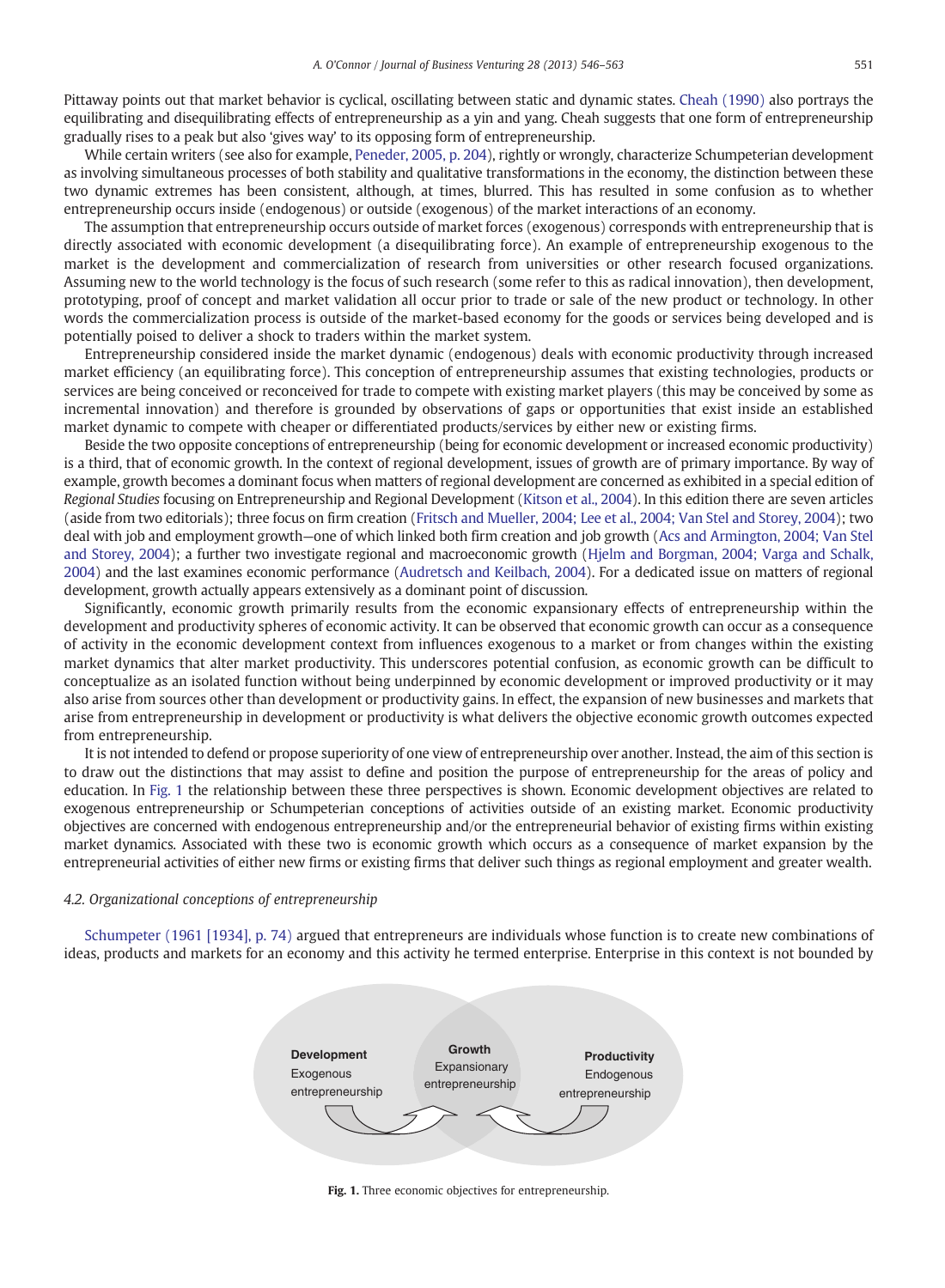Pittaway points out that market behavior is cyclical, oscillating between static and dynamic states. Cheah (1990) also portrays the equilibrating and disequilibrating effects of entrepreneurship as a yin and yang. Cheah suggests that one form of entrepreneurship gradually rises to a peak but also 'gives way' to its opposing form of entrepreneurship.

While certain writers (see also for example, Peneder, 2005, p. 204), rightly or wrongly, characterize Schumpeterian development as involving simultaneous processes of both stability and qualitative transformations in the economy, the distinction between these two dynamic extremes has been consistent, although, at times, blurred. This has resulted in some confusion as to whether entrepreneurship occurs inside (endogenous) or outside (exogenous) of the market interactions of an economy.

The assumption that entrepreneurship occurs outside of market forces (exogenous) corresponds with entrepreneurship that is directly associated with economic development (a disequilibrating force). An example of entrepreneurship exogenous to the market is the development and commercialization of research from universities or other research focused organizations. Assuming new to the world technology is the focus of such research (some refer to this as radical innovation), then development, prototyping, proof of concept and market validation all occur prior to trade or sale of the new product or technology. In other words the commercialization process is outside of the market-based economy for the goods or services being developed and is potentially poised to deliver a shock to traders within the market system.

Entrepreneurship considered inside the market dynamic (endogenous) deals with economic productivity through increased market efficiency (an equilibrating force). This conception of entrepreneurship assumes that existing technologies, products or services are being conceived or reconceived for trade to compete with existing market players (this may be conceived by some as incremental innovation) and therefore is grounded by observations of gaps or opportunities that exist inside an established market dynamic to compete with cheaper or differentiated products/services by either new or existing firms.

Beside the two opposite conceptions of entrepreneurship (being for economic development or increased economic productivity) is a third, that of economic growth. In the context of regional development, issues of growth are of primary importance. By way of example, growth becomes a dominant focus when matters of regional development are concerned as exhibited in a special edition of *Regional Studies* focusing on Entrepreneurship and Regional Development (Kitson et al., 2004). In this edition there are seven articles (aside from two editorials); three focus on firm creation (Fritsch and Mueller, 2004; Lee et al., 2004; Van Stel and Storey, 2004); two deal with job and employment growth—one of which linked both firm creation and job growth (Acs and Armington, 2004; Van Stel and Storey, 2004); a further two investigate regional and macroeconomic growth (Hjelm and Borgman, 2004; Varga and Schalk, 2004) and the last examines economic performance (Audretsch and Keilbach, 2004). For a dedicated issue on matters of regional development, growth actually appears extensively as a dominant point of discussion.

Significantly, economic growth primarily results from the economic expansionary effects of entrepreneurship within the development and productivity spheres of economic activity. It can be observed that economic growth can occur as a consequence of activity in the economic development context from influences exogenous to a market or from changes within the existing market dynamics that alter market productivity. This underscores potential confusion, as economic growth can be difficult to conceptualize as an isolated function without being underpinned by economic development or improved productivity or it may also arise from sources other than development or productivity gains. In effect, the expansion of new businesses and markets that arise from entrepreneurship in development or productivity is what delivers the objective economic growth outcomes expected from entrepreneurship.

It is not intended to defend or propose superiority of one view of entrepreneurship over another. Instead, the aim of this section is to draw out the distinctions that may assist to define and position the purpose of entrepreneurship for the areas of policy and education. In Fig. 1 the relationship between these three perspectives is shown. Economic development objectives are related to exogenous entrepreneurship or Schumpeterian conceptions of activities outside of an existing market. Economic productivity objectives are concerned with endogenous entrepreneurship and/or the entrepreneurial behavior of existing firms within existing market dynamics. Associated with these two is economic growth which occurs as a consequence of market expansion by the entrepreneurial activities of either new firms or existing firms that deliver such things as regional employment and greater wealth.

### 4.2. Organizational conceptions of entrepreneurship

Schumpeter (1961 [1934], p. 74) argued that entrepreneurs are individuals whose function is to create new combinations of ideas, products and markets for an economy and this activity he termed enterprise. Enterprise in this context is not bounded by

**Development**
Exogenous
entrepreneurship

**Growth**
Expansionary
entrepreneurship

**Productivity**
Endogenous
entrepreneurship

**Fig. 1.** Three economic objectives for entrepreneurship.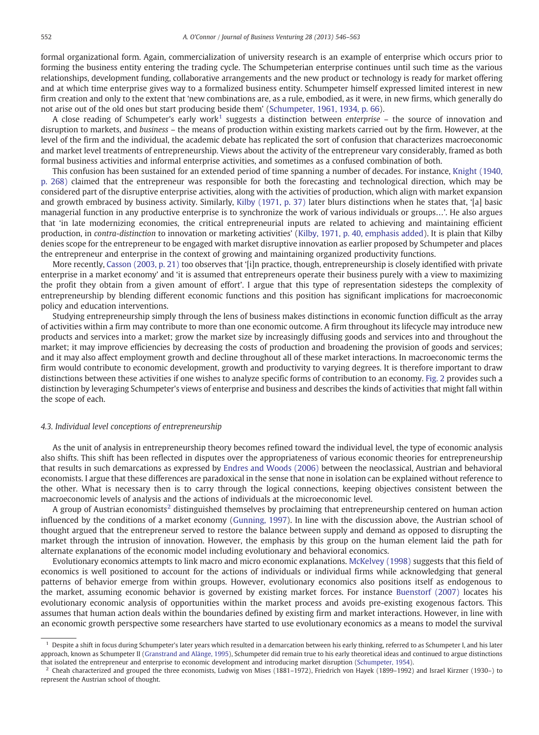formal organizational form. Again, commercialization of university research is an example of enterprise which occurs prior to forming the business entity entering the trading cycle. The Schumpeterian enterprise continues until such time as the various relationships, development funding, collaborative arrangements and the new product or technology is ready for market offering and at which time enterprise gives way to a formalized business entity. Schumpeter himself expressed limited interest in new firm creation and only to the extent that 'new combinations are, as a rule, embodied, as it were, in new firms, which generally do not arise out of the old ones but start producing beside them' (Schumpeter, 1961, 1934, p. 66).

A close reading of Schumpeter's early work[1] suggests a distinction between *enterprise* – the source of innovation and disruption to markets, and *business* – the means of production within existing markets carried out by the firm. However, at the level of the firm and the individual, the academic debate has replicated the sort of confusion that characterizes macroeconomic and market level treatments of entrepreneurship. Views about the activity of the entrepreneur vary considerably, framed as both formal business activities and informal enterprise activities, and sometimes as a confused combination of both.

This confusion has been sustained for an extended period of time spanning a number of decades. For instance, Knight (1940, p. 268) claimed that the entrepreneur was responsible for both the forecasting and technological direction, which may be considered part of the disruptive enterprise activities, along with the activities of production, which align with market expansion and growth embraced by business activity. Similarly, Kilby (1971, p. 37) later blurs distinctions when he states that, '[a] basic managerial function in any productive enterprise is to synchronize the work of various individuals or groups…'. He also argues that 'in late modernizing economies, the critical entrepreneurial inputs are related to achieving and maintaining efficient production, in *contra-distinction* to innovation or marketing activities' (Kilby, 1971, p. 40, emphasis added). It is plain that Kilby denies scope for the entrepreneur to be engaged with market disruptive innovation as earlier proposed by Schumpeter and places the entrepreneur and enterprise in the context of growing and maintaining organized productivity functions.

More recently, Casson (2003, p. 21) too observes that '[i]n practice, though, entrepreneurship is closely identified with private enterprise in a market economy' and 'it is assumed that entrepreneurs operate their business purely with a view to maximizing the profit they obtain from a given amount of effort'. I argue that this type of representation sidesteps the complexity of entrepreneurship by blending different economic functions and this position has significant implications for macroeconomic policy and education interventions.

Studying entrepreneurship simply through the lens of business makes distinctions in economic function difficult as the array of activities within a firm may contribute to more than one economic outcome. A firm throughout its lifecycle may introduce new products and services into a market; grow the market size by increasingly diffusing goods and services into and throughout the market; it may improve efficiencies by decreasing the costs of production and broadening the provision of goods and services; and it may also affect employment growth and decline throughout all of these market interactions. In macroeconomic terms the firm would contribute to economic development, growth and productivity to varying degrees. It is therefore important to draw distinctions between these activities if one wishes to analyze specific forms of contribution to an economy. Fig. 2 provides such a distinction by leveraging Schumpeter's views of enterprise and business and describes the kinds of activities that might fall within the scope of each.

### 4.3. Individual level conceptions of entrepreneurship

As the unit of analysis in entrepreneurship theory becomes refined toward the individual level, the type of economic analysis also shifts. This shift has been reflected in disputes over the appropriateness of various economic theories for entrepreneurship that results in such demarcations as expressed by Endres and Woods (2006) between the neoclassical, Austrian and behavioral economists. I argue that these differences are paradoxical in the sense that none in isolation can be explained without reference to the other. What is necessary then is to carry through the logical connections, keeping objectives consistent between the macroeconomic levels of analysis and the actions of individuals at the microeconomic level.

A group of Austrian economists[2] distinguished themselves by proclaiming that entrepreneurship centered on human action influenced by the conditions of a market economy (Gunning, 1997). In line with the discussion above, the Austrian school of thought argued that the entrepreneur served to restore the balance between supply and demand as opposed to disrupting the market through the intrusion of innovation. However, the emphasis by this group on the human element laid the path for alternate explanations of the economic model including evolutionary and behavioral economics.

Evolutionary economics attempts to link macro and micro economic explanations. McKelvey (1998) suggests that this field of economics is well positioned to account for the actions of individuals or individual firms while acknowledging that general patterns of behavior emerge from within groups. However, evolutionary economics also positions itself as endogenous to the market, assuming economic behavior is governed by existing market forces. For instance Buenstorf (2007) locates his evolutionary economic analysis of opportunities within the market process and avoids pre-existing exogenous factors. This assumes that human action deals within the boundaries defined by existing firm and market interactions. However, in line with an economic growth perspective some researchers have started to use evolutionary economics as a means to model the survival

---

[1] Despite a shift in focus during Schumpeter's later years which resulted in a demarcation between his early thinking, referred to as Schumpeter I, and his later approach, known as Schumpeter II (Granstrand and Alänge, 1995), Schumpeter did remain true to his early theoretical ideas and continued to argue distinctions that isolated the entrepreneur and enterprise to economic development and introducing market disruption (Schumpeter, 1954).

[2] Cheah characterized and grouped the three economists, Ludwig von Mises (1881–1972), Friedrich von Hayek (1899–1992) and Israel Kirzner (1930–) to represent the Austrian school of thought.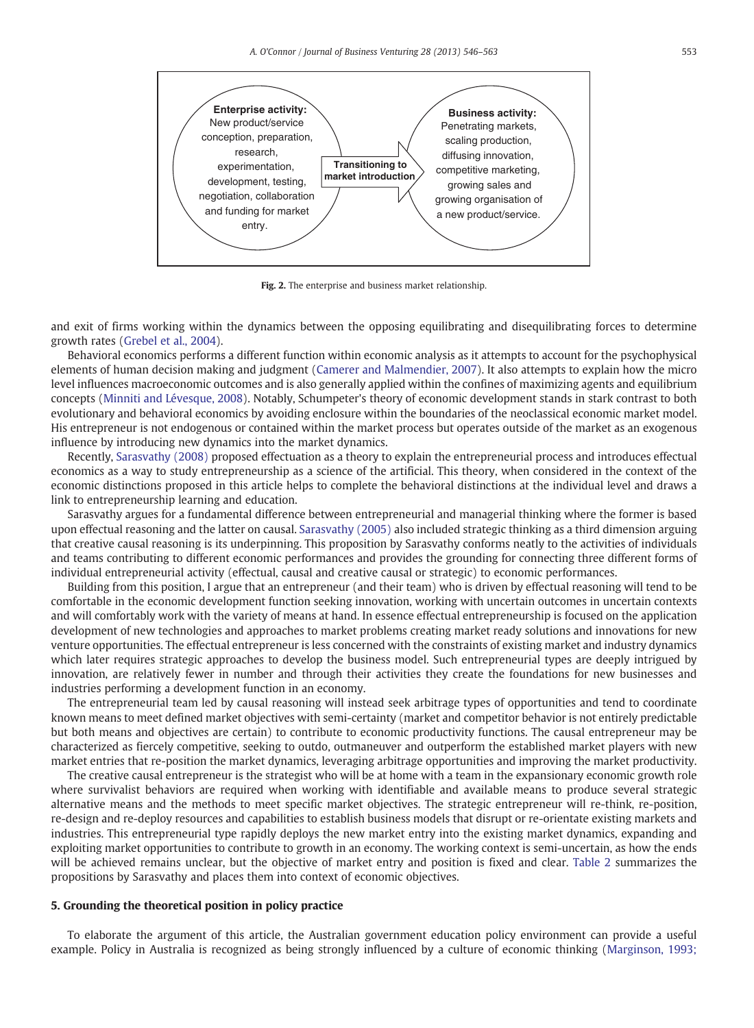**Enterprise activity:** New product/service conception, preparation, research, experimentation, development, testing, negotiation, collaboration and funding for market entry.

**Transitioning to market introduction**

**Business activity:** Penetrating markets, scaling production, diffusing innovation, competitive marketing, growing sales and growing organisation of a new product/service.

**Fig. 2.** The enterprise and business market relationship.

and exit of firms working within the dynamics between the opposing equilibrating and disequilibrating forces to determine growth rates (Grebel et al., 2004).

Behavioral economics performs a different function within economic analysis as it attempts to account for the psychophysical elements of human decision making and judgment (Camerer and Malmendier, 2007). It also attempts to explain how the micro level influences macroeconomic outcomes and is also generally applied within the confines of maximizing agents and equilibrium concepts (Minniti and Lévesque, 2008). Notably, Schumpeter's theory of economic development stands in stark contrast to both evolutionary and behavioral economics by avoiding enclosure within the boundaries of the neoclassical economic market model. His entrepreneur is not endogenous or contained within the market process but operates outside of the market as an exogenous influence by introducing new dynamics into the market dynamics.

Recently, Sarasvathy (2008) proposed effectuation as a theory to explain the entrepreneurial process and introduces effectual economics as a way to study entrepreneurship as a science of the artificial. This theory, when considered in the context of the economic distinctions proposed in this article helps to complete the behavioral distinctions at the individual level and draws a link to entrepreneurship learning and education.

Sarasvathy argues for a fundamental difference between entrepreneurial and managerial thinking where the former is based upon effectual reasoning and the latter on causal. Sarasvathy (2005) also included strategic thinking as a third dimension arguing that creative causal reasoning is its underpinning. This proposition by Sarasvathy conforms neatly to the activities of individuals and teams contributing to different economic performances and provides the grounding for connecting three different forms of individual entrepreneurial activity (effectual, causal and creative causal or strategic) to economic performances.

Building from this position, I argue that an entrepreneur (and their team) who is driven by effectual reasoning will tend to be comfortable in the economic development function seeking innovation, working with uncertain outcomes in uncertain contexts and will comfortably work with the variety of means at hand. In essence effectual entrepreneurship is focused on the application development of new technologies and approaches to market problems creating market ready solutions and innovations for new venture opportunities. The effectual entrepreneur is less concerned with the constraints of existing market and industry dynamics which later requires strategic approaches to develop the business model. Such entrepreneurial types are deeply intrigued by innovation, are relatively fewer in number and through their activities they create the foundations for new businesses and industries performing a development function in an economy.

The entrepreneurial team led by causal reasoning will instead seek arbitrage types of opportunities and tend to coordinate known means to meet defined market objectives with semi-certainty (market and competitor behavior is not entirely predictable but both means and objectives are certain) to contribute to economic productivity functions. The causal entrepreneur may be characterized as fiercely competitive, seeking to outdo, outmaneuver and outperform the established market players with new market entries that re-position the market dynamics, leveraging arbitrage opportunities and improving the market productivity.

The creative causal entrepreneur is the strategist who will be at home with a team in the expansionary economic growth role where survivalist behaviors are required when working with identifiable and available means to produce several strategic alternative means and the methods to meet specific market objectives. The strategic entrepreneur will re-think, re-position, re-design and re-deploy resources and capabilities to establish business models that disrupt or re-orientate existing markets and industries. This entrepreneurial type rapidly deploys the new market entry into the existing market dynamics, expanding and exploiting market opportunities to contribute to growth in an economy. The working context is semi-uncertain, as how the ends will be achieved remains unclear, but the objective of market entry and position is fixed and clear. Table 2 summarizes the propositions by Sarasvathy and places them into context of economic objectives.

## 5. Grounding the theoretical position in policy practice

To elaborate the argument of this article, the Australian government education policy environment can provide a useful example. Policy in Australia is recognized as being strongly influenced by a culture of economic thinking (Marginson, 1993;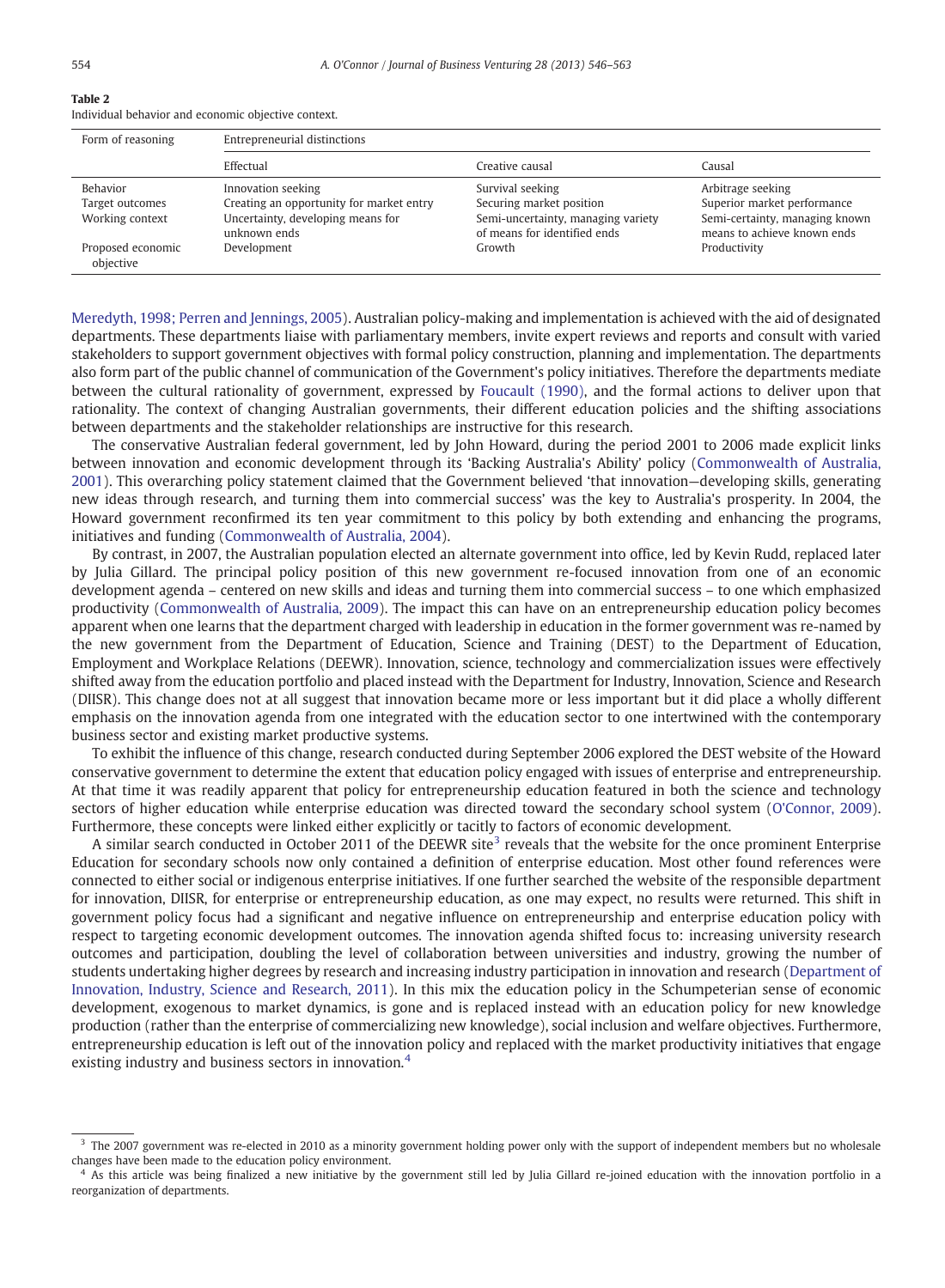**Table 2**
Individual behavior and economic objective context.

| Form of reasoning | Entrepreneurial distinctions | | |
|---|---|---|---|
| | Effectual | Creative causal | Causal |
| Behavior | Innovation seeking | Survival seeking | Arbitrage seeking |
| Target outcomes | Creating an opportunity for market entry | Securing market position | Superior market performance |
| Working context | Uncertainty, developing means for unknown ends | Semi-uncertainty, managing variety of means for identified ends | Semi-certainty, managing known means to achieve known ends |
| Proposed economic objective | Development | Growth | Productivity |

Meredyth, 1998; Perren and Jennings, 2005). Australian policy-making and implementation is achieved with the aid of designated departments. These departments liaise with parliamentary members, invite expert reviews and reports and consult with varied stakeholders to support government objectives with formal policy construction, planning and implementation. The departments also form part of the public channel of communication of the Government's policy initiatives. Therefore the departments mediate between the cultural rationality of government, expressed by Foucault (1990), and the formal actions to deliver upon that rationality. The context of changing Australian governments, their different education policies and the shifting associations between departments and the stakeholder relationships are instructive for this research.

The conservative Australian federal government, led by John Howard, during the period 2001 to 2006 made explicit links between innovation and economic development through its 'Backing Australia's Ability' policy (Commonwealth of Australia, 2001). This overarching policy statement claimed that the Government believed 'that innovation—developing skills, generating new ideas through research, and turning them into commercial success' was the key to Australia's prosperity. In 2004, the Howard government reconfirmed its ten year commitment to this policy by both extending and enhancing the programs, initiatives and funding (Commonwealth of Australia, 2004).

By contrast, in 2007, the Australian population elected an alternate government into office, led by Kevin Rudd, replaced later by Julia Gillard. The principal policy position of this new government re-focused innovation from one of an economic development agenda – centered on new skills and ideas and turning them into commercial success – to one which emphasized productivity (Commonwealth of Australia, 2009). The impact this can have on an entrepreneurship education policy becomes apparent when one learns that the department charged with leadership in education in the former government was re-named by the new government from the Department of Education, Science and Training (DEST) to the Department of Education, Employment and Workplace Relations (DEEWR). Innovation, science, technology and commercialization issues were effectively shifted away from the education portfolio and placed instead with the Department for Industry, Innovation, Science and Research (DIISR). This change does not at all suggest that innovation became more or less important but it did place a wholly different emphasis on the innovation agenda from one integrated with the education sector to one intertwined with the contemporary business sector and existing market productive systems.

To exhibit the influence of this change, research conducted during September 2006 explored the DEST website of the Howard conservative government to determine the extent that education policy engaged with issues of enterprise and entrepreneurship. At that time it was readily apparent that policy for entrepreneurship education featured in both the science and technology sectors of higher education while enterprise education was directed toward the secondary school system (O'Connor, 2009). Furthermore, these concepts were linked either explicitly or tacitly to factors of economic development.

A similar search conducted in October 2011 of the DEEWR site[3] reveals that the website for the once prominent Enterprise Education for secondary schools now only contained a definition of enterprise education. Most other found references were connected to either social or indigenous enterprise initiatives. If one further searched the website of the responsible department for innovation, DIISR, for enterprise or entrepreneurship education, as one may expect, no results were returned. This shift in government policy focus had a significant and negative influence on entrepreneurship and enterprise education policy with respect to targeting economic development outcomes. The innovation agenda shifted focus to: increasing university research outcomes and participation, doubling the level of collaboration between universities and industry, growing the number of students undertaking higher degrees by research and increasing industry participation in innovation and research (Department of Innovation, Industry, Science and Research, 2011). In this mix the education policy in the Schumpeterian sense of economic development, exogenous to market dynamics, is gone and is replaced instead with an education policy for new knowledge production (rather than the enterprise of commercializing new knowledge), social inclusion and welfare objectives. Furthermore, entrepreneurship education is left out of the innovation policy and replaced with the market productivity initiatives that engage existing industry and business sectors in innovation.[4]

[3] The 2007 government was re-elected in 2010 as a minority government holding power only with the support of independent members but no wholesale changes have been made to the education policy environment.

[4] As this article was being finalized a new initiative by the government still led by Julia Gillard re-joined education with the innovation portfolio in a reorganization of departments.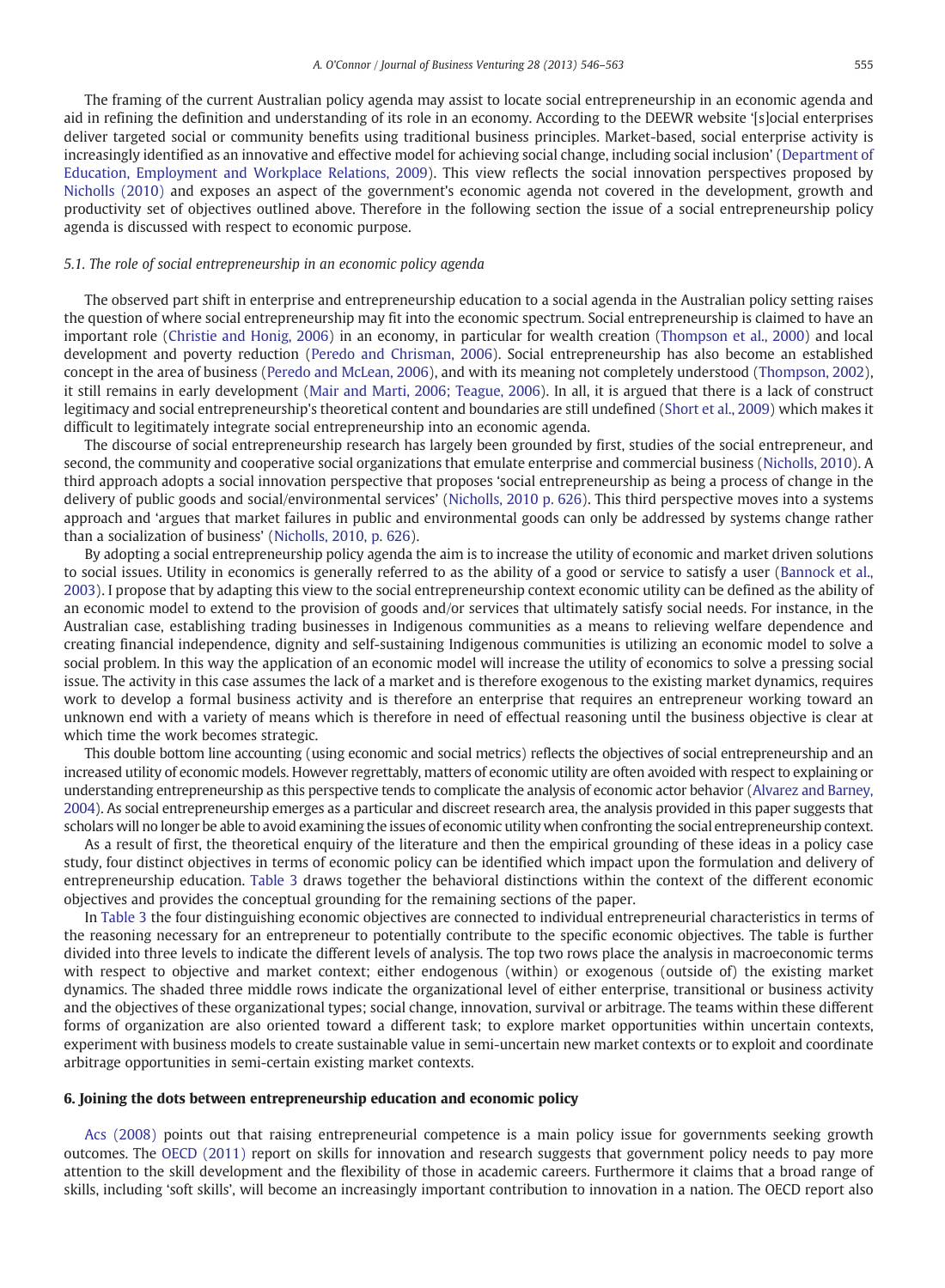The framing of the current Australian policy agenda may assist to locate social entrepreneurship in an economic agenda and aid in refining the definition and understanding of its role in an economy. According to the DEEWR website '[s]ocial enterprises deliver targeted social or community benefits using traditional business principles. Market-based, social enterprise activity is increasingly identified as an innovative and effective model for achieving social change, including social inclusion' (Department of Education, Employment and Workplace Relations, 2009). This view reflects the social innovation perspectives proposed by Nicholls (2010) and exposes an aspect of the government's economic agenda not covered in the development, growth and productivity set of objectives outlined above. Therefore in the following section the issue of a social entrepreneurship policy agenda is discussed with respect to economic purpose.

### 5.1. The role of social entrepreneurship in an economic policy agenda

The observed part shift in enterprise and entrepreneurship education to a social agenda in the Australian policy setting raises the question of where social entrepreneurship may fit into the economic spectrum. Social entrepreneurship is claimed to have an important role (Christie and Honig, 2006) in an economy, in particular for wealth creation (Thompson et al., 2000) and local development and poverty reduction (Peredo and Chrisman, 2006). Social entrepreneurship has also become an established concept in the area of business (Peredo and McLean, 2006), and with its meaning not completely understood (Thompson, 2002), it still remains in early development (Mair and Marti, 2006; Teague, 2006). In all, it is argued that there is a lack of construct legitimacy and social entrepreneurship's theoretical content and boundaries are still undefined (Short et al., 2009) which makes it difficult to legitimately integrate social entrepreneurship into an economic agenda.

The discourse of social entrepreneurship research has largely been grounded by first, studies of the social entrepreneur, and second, the community and cooperative social organizations that emulate enterprise and commercial business (Nicholls, 2010). A third approach adopts a social innovation perspective that proposes 'social entrepreneurship as being a process of change in the delivery of public goods and social/environmental services' (Nicholls, 2010 p. 626). This third perspective moves into a systems approach and 'argues that market failures in public and environmental goods can only be addressed by systems change rather than a socialization of business' (Nicholls, 2010, p. 626).

By adopting a social entrepreneurship policy agenda the aim is to increase the utility of economic and market driven solutions to social issues. Utility in economics is generally referred to as the ability of a good or service to satisfy a user (Bannock et al., 2003). I propose that by adapting this view to the social entrepreneurship context economic utility can be defined as the ability of an economic model to extend to the provision of goods and/or services that ultimately satisfy social needs. For instance, in the Australian case, establishing trading businesses in Indigenous communities as a means to relieving welfare dependence and creating financial independence, dignity and self-sustaining Indigenous communities is utilizing an economic model to solve a social problem. In this way the application of an economic model will increase the utility of economics to solve a pressing social issue. The activity in this case assumes the lack of a market and is therefore exogenous to the existing market dynamics, requires work to develop a formal business activity and is therefore an enterprise that requires an entrepreneur working toward an unknown end with a variety of means which is therefore in need of effectual reasoning until the business objective is clear at which time the work becomes strategic.

This double bottom line accounting (using economic and social metrics) reflects the objectives of social entrepreneurship and an increased utility of economic models. However regrettably, matters of economic utility are often avoided with respect to explaining or understanding entrepreneurship as this perspective tends to complicate the analysis of economic actor behavior (Alvarez and Barney, 2004). As social entrepreneurship emerges as a particular and discreet research area, the analysis provided in this paper suggests that scholars will no longer be able to avoid examining the issues of economic utility when confronting the social entrepreneurship context.

As a result of first, the theoretical enquiry of the literature and then the empirical grounding of these ideas in a policy case study, four distinct objectives in terms of economic policy can be identified which impact upon the formulation and delivery of entrepreneurship education. Table 3 draws together the behavioral distinctions within the context of the different economic objectives and provides the conceptual grounding for the remaining sections of the paper.

In Table 3 the four distinguishing economic objectives are connected to individual entrepreneurial characteristics in terms of the reasoning necessary for an entrepreneur to potentially contribute to the specific economic objectives. The table is further divided into three levels to indicate the different levels of analysis. The top two rows place the analysis in macroeconomic terms with respect to objective and market context; either endogenous (within) or exogenous (outside of) the existing market dynamics. The shaded three middle rows indicate the organizational level of either enterprise, transitional or business activity and the objectives of these organizational types; social change, innovation, survival or arbitrage. The teams within these different forms of organization are also oriented toward a different task; to explore market opportunities within uncertain contexts, experiment with business models to create sustainable value in semi-uncertain new market contexts or to exploit and coordinate arbitrage opportunities in semi-certain existing market contexts.

## 6. Joining the dots between entrepreneurship education and economic policy

Acs (2008) points out that raising entrepreneurial competence is a main policy issue for governments seeking growth outcomes. The OECD (2011) report on skills for innovation and research suggests that government policy needs to pay more attention to the skill development and the flexibility of those in academic careers. Furthermore it claims that a broad range of skills, including 'soft skills', will become an increasingly important contribution to innovation in a nation. The OECD report also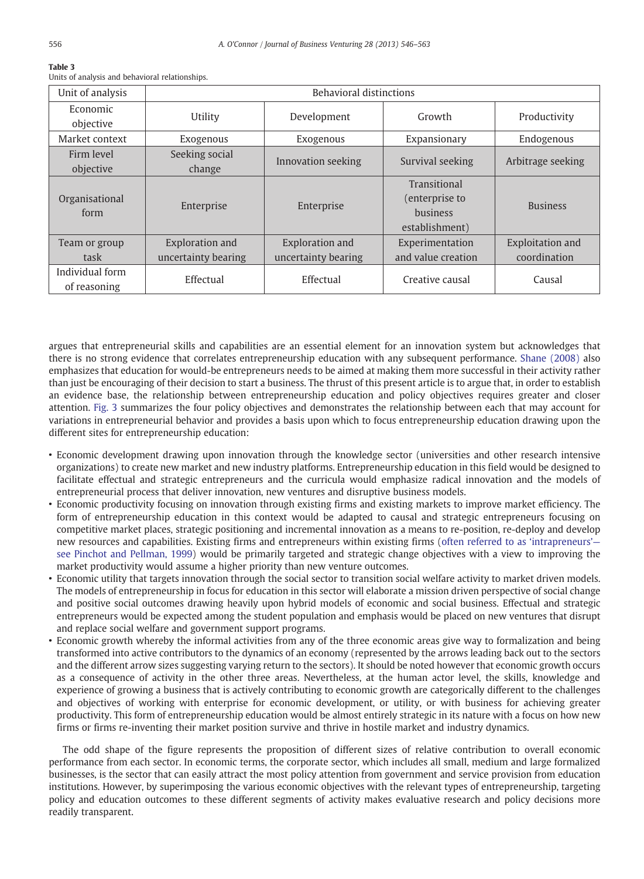**Table 3**
Units of analysis and behavioral relationships.

| Unit of analysis | Behavioral distinctions | | | |
|---|---|---|---|---|
| Economic objective | Utility | Development | Growth | Productivity |
| Market context | Exogenous | Exogenous | Expansionary | Endogenous |
| Firm level objective | Seeking social change | Innovation seeking | Survival seeking | Arbitrage seeking |
| Organisational form | Enterprise | Enterprise | Transitional (enterprise to business establishment) | Business |
| Team or group task | Exploration and uncertainty bearing | Exploration and uncertainty bearing | Experimentation and value creation | Exploitation and coordination |
| Individual form of reasoning | Effectual | Effectual | Creative causal | Causal |

argues that entrepreneurial skills and capabilities are an essential element for an innovation system but acknowledges that there is no strong evidence that correlates entrepreneurship education with any subsequent performance. Shane (2008) also emphasizes that education for would-be entrepreneurs needs to be aimed at making them more successful in their activity rather than just be encouraging of their decision to start a business. The thrust of this present article is to argue that, in order to establish an evidence base, the relationship between entrepreneurship education and policy objectives requires greater and closer attention. Fig. 3 summarizes the four policy objectives and demonstrates the relationship between each that may account for variations in entrepreneurial behavior and provides a basis upon which to focus entrepreneurship education drawing upon the different sites for entrepreneurship education:

- Economic development drawing upon innovation through the knowledge sector (universities and other research intensive organizations) to create new market and new industry platforms. Entrepreneurship education in this field would be designed to facilitate effectual and strategic entrepreneurs and the curricula would emphasize radical innovation and the models of entrepreneurial process that deliver innovation, new ventures and disruptive business models.
- Economic productivity focusing on innovation through existing firms and existing markets to improve market efficiency. The form of entrepreneurship education in this context would be adapted to causal and strategic entrepreneurs focusing on competitive market places, strategic positioning and incremental innovation as a means to re-position, re-deploy and develop new resources and capabilities. Existing firms and entrepreneurs within existing firms (often referred to as 'intrapreneurs'—see Pinchot and Pellman, 1999) would be primarily targeted and strategic change objectives with a view to improving the market productivity would assume a higher priority than new venture outcomes.
- Economic utility that targets innovation through the social sector to transition social welfare activity to market driven models. The models of entrepreneurship in focus for education in this sector will elaborate a mission driven perspective of social change and positive social outcomes drawing heavily upon hybrid models of economic and social business. Effectual and strategic entrepreneurs would be expected among the student population and emphasis would be placed on new ventures that disrupt and replace social welfare and government support programs.
- Economic growth whereby the informal activities from any of the three economic areas give way to formalization and being transformed into active contributors to the dynamics of an economy (represented by the arrows leading back out to the sectors and the different arrow sizes suggesting varying return to the sectors). It should be noted however that economic growth occurs as a consequence of activity in the other three areas. Nevertheless, at the human actor level, the skills, knowledge and experience of growing a business that is actively contributing to economic growth are categorically different to the challenges and objectives of working with enterprise for economic development, or utility, or with business for achieving greater productivity. This form of entrepreneurship education would be almost entirely strategic in its nature with a focus on how new firms or firms re-inventing their market position survive and thrive in hostile market and industry dynamics.

The odd shape of the figure represents the proposition of different sizes of relative contribution to overall economic performance from each sector. In economic terms, the corporate sector, which includes all small, medium and large formalized businesses, is the sector that can easily attract the most policy attention from government and service provision from education institutions. However, by superimposing the various economic objectives with the relevant types of entrepreneurship, targeting policy and education outcomes to these different segments of activity makes evaluative research and policy decisions more readily transparent.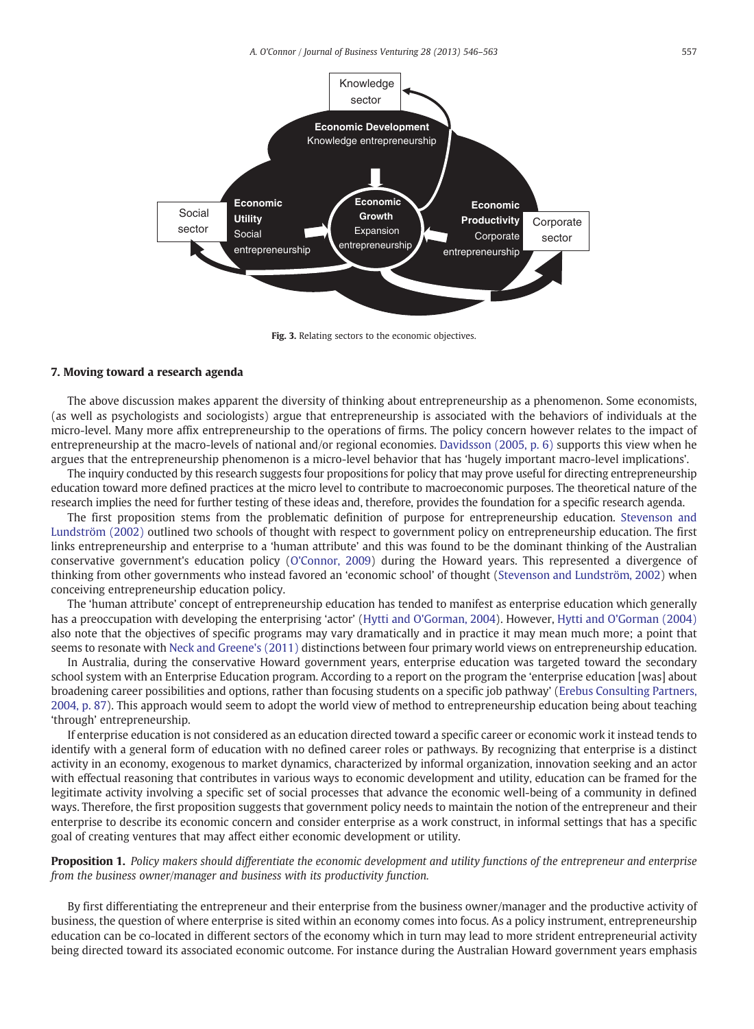Fig. 3. Relating sectors to the economic objectives.

## 7. Moving toward a research agenda

The above discussion makes apparent the diversity of thinking about entrepreneurship as a phenomenon. Some economists, (as well as psychologists and sociologists) argue that entrepreneurship is associated with the behaviors of individuals at the micro-level. Many more affix entrepreneurship to the operations of firms. The policy concern however relates to the impact of entrepreneurship at the macro-levels of national and/or regional economies. Davidsson (2005, p. 6) supports this view when he argues that the entrepreneurship phenomenon is a micro-level behavior that has 'hugely important macro-level implications'.

The inquiry conducted by this research suggests four propositions for policy that may prove useful for directing entrepreneurship education toward more defined practices at the micro level to contribute to macroeconomic purposes. The theoretical nature of the research implies the need for further testing of these ideas and, therefore, provides the foundation for a specific research agenda.

The first proposition stems from the problematic definition of purpose for entrepreneurship education. Stevenson and Lundström (2002) outlined two schools of thought with respect to government policy on entrepreneurship education. The first links entrepreneurship and enterprise to a 'human attribute' and this was found to be the dominant thinking of the Australian conservative government's education policy (O'Connor, 2009) during the Howard years. This represented a divergence of thinking from other governments who instead favored an 'economic school' of thought (Stevenson and Lundström, 2002) when conceiving entrepreneurship education policy.

The 'human attribute' concept of entrepreneurship education has tended to manifest as enterprise education which generally has a preoccupation with developing the enterprising 'actor' (Hytti and O'Gorman, 2004). However, Hytti and O'Gorman (2004) also note that the objectives of specific programs may vary dramatically and in practice it may mean much more; a point that seems to resonate with Neck and Greene's (2011) distinctions between four primary world views on entrepreneurship education.

In Australia, during the conservative Howard government years, enterprise education was targeted toward the secondary school system with an Enterprise Education program. According to a report on the program the 'enterprise education [was] about broadening career possibilities and options, rather than focusing students on a specific job pathway' (Erebus Consulting Partners, 2004, p. 87). This approach would seem to adopt the world view of method to entrepreneurship education being about teaching 'through' entrepreneurship.

If enterprise education is not considered as an education directed toward a specific career or economic work it instead tends to identify with a general form of education with no defined career roles or pathways. By recognizing that enterprise is a distinct activity in an economy, exogenous to market dynamics, characterized by informal organization, innovation seeking and an actor with effectual reasoning that contributes in various ways to economic development and utility, education can be framed for the legitimate activity involving a specific set of social processes that advance the economic well-being of a community in defined ways. Therefore, the first proposition suggests that government policy needs to maintain the notion of the entrepreneur and their enterprise to describe its economic concern and consider enterprise as a work construct, in informal settings that has a specific goal of creating ventures that may affect either economic development or utility.

**Proposition 1.** *Policy makers should differentiate the economic development and utility functions of the entrepreneur and enterprise from the business owner/manager and business with its productivity function.*

By first differentiating the entrepreneur and their enterprise from the business owner/manager and the productive activity of business, the question of where enterprise is sited within an economy comes into focus. As a policy instrument, entrepreneurship education can be co-located in different sectors of the economy which in turn may lead to more strident entrepreneurial activity being directed toward its associated economic outcome. For instance during the Australian Howard government years emphasis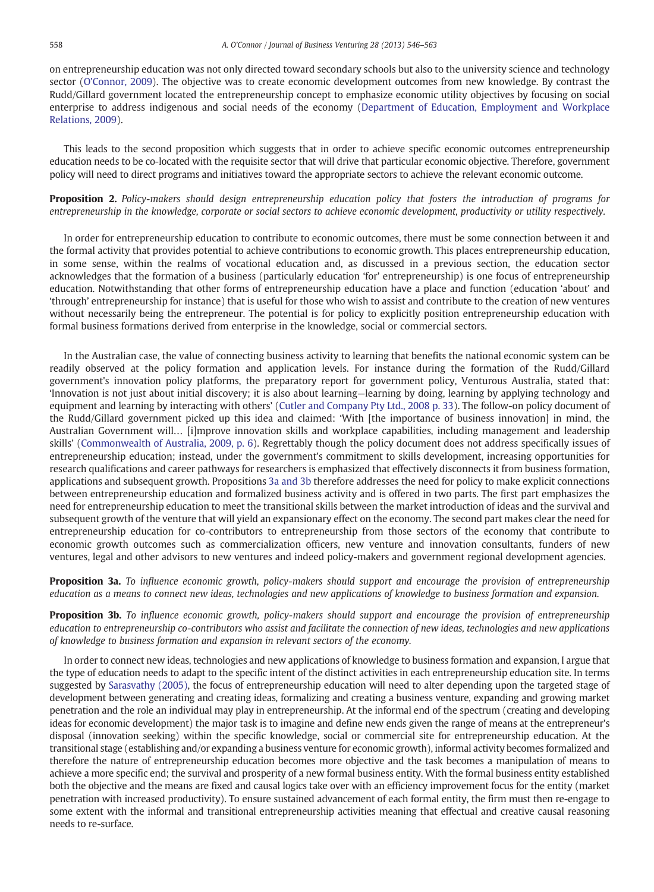on entrepreneurship education was not only directed toward secondary schools but also to the university science and technology sector (O'Connor, 2009). The objective was to create economic development outcomes from new knowledge. By contrast the Rudd/Gillard government located the entrepreneurship concept to emphasize economic utility objectives by focusing on social enterprise to address indigenous and social needs of the economy (Department of Education, Employment and Workplace Relations, 2009).

This leads to the second proposition which suggests that in order to achieve specific economic outcomes entrepreneurship education needs to be co-located with the requisite sector that will drive that particular economic objective. Therefore, government policy will need to direct programs and initiatives toward the appropriate sectors to achieve the relevant economic outcome.

**Proposition 2.** *Policy-makers should design entrepreneurship education policy that fosters the introduction of programs for entrepreneurship in the knowledge, corporate or social sectors to achieve economic development, productivity or utility respectively.*

In order for entrepreneurship education to contribute to economic outcomes, there must be some connection between it and the formal activity that provides potential to achieve contributions to economic growth. This places entrepreneurship education, in some sense, within the realms of vocational education and, as discussed in a previous section, the education sector acknowledges that the formation of a business (particularly education 'for' entrepreneurship) is one focus of entrepreneurship education. Notwithstanding that other forms of entrepreneurship education have a place and function (education 'about' and 'through' entrepreneurship for instance) that is useful for those who wish to assist and contribute to the creation of new ventures without necessarily being the entrepreneur. The potential is for policy to explicitly position entrepreneurship education with formal business formations derived from enterprise in the knowledge, social or commercial sectors.

In the Australian case, the value of connecting business activity to learning that benefits the national economic system can be readily observed at the policy formation and application levels. For instance during the formation of the Rudd/Gillard government's innovation policy platforms, the preparatory report for government policy, Venturous Australia, stated that: 'Innovation is not just about initial discovery; it is also about learning—learning by doing, learning by applying technology and equipment and learning by interacting with others' (Cutler and Company Pty Ltd., 2008 p. 33). The follow-on policy document of the Rudd/Gillard government picked up this idea and claimed: 'With [the importance of business innovation] in mind, the Australian Government will… [i]mprove innovation skills and workplace capabilities, including management and leadership skills' (Commonwealth of Australia, 2009, p. 6). Regrettably though the policy document does not address specifically issues of entrepreneurship education; instead, under the government's commitment to skills development, increasing opportunities for research qualifications and career pathways for researchers is emphasized that effectively disconnects it from business formation, applications and subsequent growth. Propositions 3a and 3b therefore addresses the need for policy to make explicit connections between entrepreneurship education and formalized business activity and is offered in two parts. The first part emphasizes the need for entrepreneurship education to meet the transitional skills between the market introduction of ideas and the survival and subsequent growth of the venture that will yield an expansionary effect on the economy. The second part makes clear the need for entrepreneurship education for co-contributors to entrepreneurship from those sectors of the economy that contribute to economic growth outcomes such as commercialization officers, new venture and innovation consultants, funders of new ventures, legal and other advisors to new ventures and indeed policy-makers and government regional development agencies.

**Proposition 3a.** *To influence economic growth, policy-makers should support and encourage the provision of entrepreneurship education as a means to connect new ideas, technologies and new applications of knowledge to business formation and expansion.*

**Proposition 3b.** *To influence economic growth, policy-makers should support and encourage the provision of entrepreneurship education to entrepreneurship co-contributors who assist and facilitate the connection of new ideas, technologies and new applications of knowledge to business formation and expansion in relevant sectors of the economy.*

In order to connect new ideas, technologies and new applications of knowledge to business formation and expansion, I argue that the type of education needs to adapt to the specific intent of the distinct activities in each entrepreneurship education site. In terms suggested by Sarasvathy (2005), the focus of entrepreneurship education will need to alter depending upon the targeted stage of development between generating and creating ideas, formalizing and creating a business venture, expanding and growing market penetration and the role an individual may play in entrepreneurship. At the informal end of the spectrum (creating and developing ideas for economic development) the major task is to imagine and define new ends given the range of means at the entrepreneur's disposal (innovation seeking) within the specific knowledge, social or commercial site for entrepreneurship education. At the transitional stage (establishing and/or expanding a business venture for economic growth), informal activity becomes formalized and therefore the nature of entrepreneurship education becomes more objective and the task becomes a manipulation of means to achieve a more specific end; the survival and prosperity of a new formal business entity. With the formal business entity established both the objective and the means are fixed and causal logics take over with an efficiency improvement focus for the entity (market penetration with increased productivity). To ensure sustained advancement of each formal entity, the firm must then re-engage to some extent with the informal and transitional entrepreneurship activities meaning that effectual and creative causal reasoning needs to re-surface.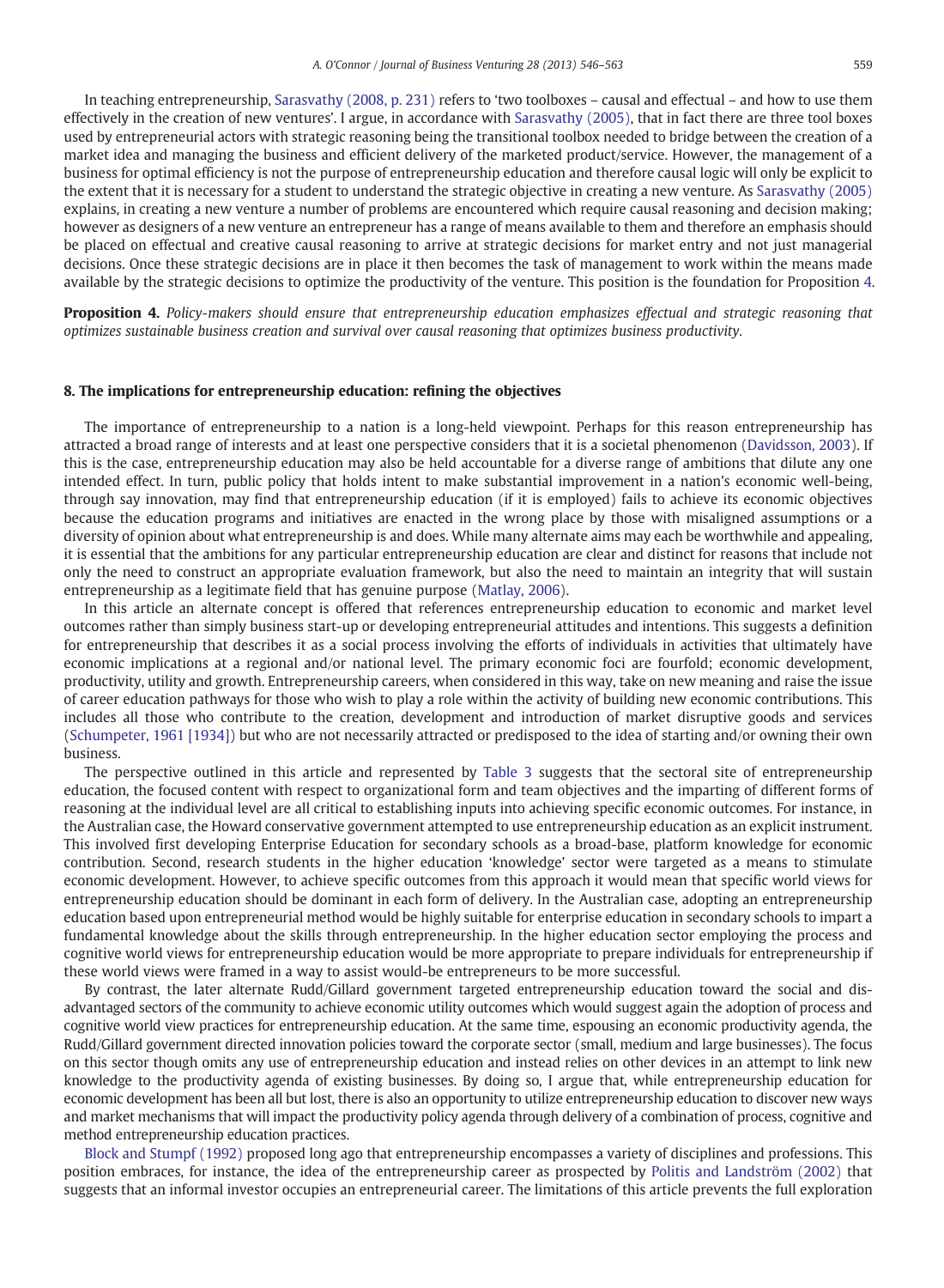In teaching entrepreneurship, Sarasvathy (2008, p. 231) refers to 'two toolboxes – causal and effectual – and how to use them effectively in the creation of new ventures'. I argue, in accordance with Sarasvathy (2005), that in fact there are three tool boxes used by entrepreneurial actors with strategic reasoning being the transitional toolbox needed to bridge between the creation of a market idea and managing the business and efficient delivery of the marketed product/service. However, the management of a business for optimal efficiency is not the purpose of entrepreneurship education and therefore causal logic will only be explicit to the extent that it is necessary for a student to understand the strategic objective in creating a new venture. As Sarasvathy (2005) explains, in creating a new venture a number of problems are encountered which require causal reasoning and decision making; however as designers of a new venture an entrepreneur has a range of means available to them and therefore an emphasis should be placed on effectual and creative causal reasoning to arrive at strategic decisions for market entry and not just managerial decisions. Once these strategic decisions are in place it then becomes the task of management to work within the means made available by the strategic decisions to optimize the productivity of the venture. This position is the foundation for Proposition 4.

**Proposition 4.** *Policy-makers should ensure that entrepreneurship education emphasizes effectual and strategic reasoning that optimizes sustainable business creation and survival over causal reasoning that optimizes business productivity.*

## 8. The implications for entrepreneurship education: refining the objectives

The importance of entrepreneurship to a nation is a long-held viewpoint. Perhaps for this reason entrepreneurship has attracted a broad range of interests and at least one perspective considers that it is a societal phenomenon (Davidsson, 2003). If this is the case, entrepreneurship education may also be held accountable for a diverse range of ambitions that dilute any one intended effect. In turn, public policy that holds intent to make substantial improvement in a nation's economic well-being, through say innovation, may find that entrepreneurship education (if it is employed) fails to achieve its economic objectives because the education programs and initiatives are enacted in the wrong place by those with misaligned assumptions or a diversity of opinion about what entrepreneurship is and does. While many alternate aims may each be worthwhile and appealing, it is essential that the ambitions for any particular entrepreneurship education are clear and distinct for reasons that include not only the need to construct an appropriate evaluation framework, but also the need to maintain an integrity that will sustain entrepreneurship as a legitimate field that has genuine purpose (Matlay, 2006).

In this article an alternate concept is offered that references entrepreneurship education to economic and market level outcomes rather than simply business start-up or developing entrepreneurial attitudes and intentions. This suggests a definition for entrepreneurship that describes it as a social process involving the efforts of individuals in activities that ultimately have economic implications at a regional and/or national level. The primary economic foci are fourfold; economic development, productivity, utility and growth. Entrepreneurship careers, when considered in this way, take on new meaning and raise the issue of career education pathways for those who wish to play a role within the activity of building new economic contributions. This includes all those who contribute to the creation, development and introduction of market disruptive goods and services (Schumpeter, 1961 [1934]) but who are not necessarily attracted or predisposed to the idea of starting and/or owning their own business.

The perspective outlined in this article and represented by Table 3 suggests that the sectoral site of entrepreneurship education, the focused content with respect to organizational form and team objectives and the imparting of different forms of reasoning at the individual level are all critical to establishing inputs into achieving specific economic outcomes. For instance, in the Australian case, the Howard conservative government attempted to use entrepreneurship education as an explicit instrument. This involved first developing Enterprise Education for secondary schools as a broad-base, platform knowledge for economic contribution. Second, research students in the higher education 'knowledge' sector were targeted as a means to stimulate economic development. However, to achieve specific outcomes from this approach it would mean that specific world views for entrepreneurship education should be dominant in each form of delivery. In the Australian case, adopting an entrepreneurship education based upon entrepreneurial method would be highly suitable for enterprise education in secondary schools to impart a fundamental knowledge about the skills through entrepreneurship. In the higher education sector employing the process and cognitive world views for entrepreneurship education would be more appropriate to prepare individuals for entrepreneurship if these world views were framed in a way to assist would-be entrepreneurs to be more successful.

By contrast, the later alternate Rudd/Gillard government targeted entrepreneurship education toward the social and disadvantaged sectors of the community to achieve economic utility outcomes which would suggest again the adoption of process and cognitive world view practices for entrepreneurship education. At the same time, espousing an economic productivity agenda, the Rudd/Gillard government directed innovation policies toward the corporate sector (small, medium and large businesses). The focus on this sector though omits any use of entrepreneurship education and instead relies on other devices in an attempt to link new knowledge to the productivity agenda of existing businesses. By doing so, I argue that, while entrepreneurship education for economic development has been all but lost, there is also an opportunity to utilize entrepreneurship education to discover new ways and market mechanisms that will impact the productivity policy agenda through delivery of a combination of process, cognitive and method entrepreneurship education practices.

Block and Stumpf (1992) proposed long ago that entrepreneurship encompasses a variety of disciplines and professions. This position embraces, for instance, the idea of the entrepreneurship career as prospected by Politis and Landström (2002) that suggests that an informal investor occupies an entrepreneurial career. The limitations of this article prevents the full exploration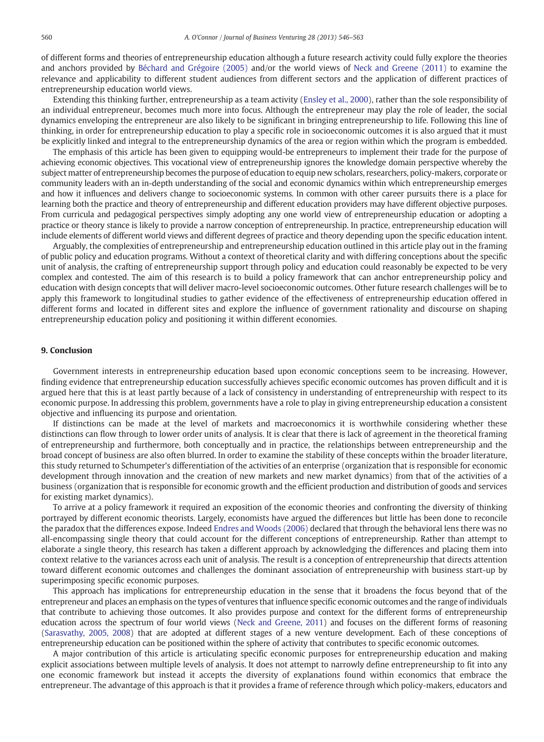of different forms and theories of entrepreneurship education although a future research activity could fully explore the theories and anchors provided by Béchard and Grégoire (2005) and/or the world views of Neck and Greene (2011) to examine the relevance and applicability to different student audiences from different sectors and the application of different practices of entrepreneurship education world views.

Extending this thinking further, entrepreneurship as a team activity (Ensley et al., 2000), rather than the sole responsibility of an individual entrepreneur, becomes much more into focus. Although the entrepreneur may play the role of leader, the social dynamics enveloping the entrepreneur are also likely to be significant in bringing entrepreneurship to life. Following this line of thinking, in order for entrepreneurship education to play a specific role in socioeconomic outcomes it is also argued that it must be explicitly linked and integral to the entrepreneurship dynamics of the area or region within which the program is embedded.

The emphasis of this article has been given to equipping would-be entrepreneurs to implement their trade for the purpose of achieving economic objectives. This vocational view of entrepreneurship ignores the knowledge domain perspective whereby the subject matter of entrepreneurship becomes the purpose of education to equip new scholars, researchers, policy-makers, corporate or community leaders with an in-depth understanding of the social and economic dynamics within which entrepreneurship emerges and how it influences and delivers change to socioeconomic systems. In common with other career pursuits there is a place for learning both the practice and theory of entrepreneurship and different education providers may have different objective purposes. From curricula and pedagogical perspectives simply adopting any one world view of entrepreneurship education or adopting a practice or theory stance is likely to provide a narrow conception of entrepreneurship. In practice, entrepreneurship education will include elements of different world views and different degrees of practice and theory depending upon the specific education intent.

Arguably, the complexities of entrepreneurship and entrepreneurship education outlined in this article play out in the framing of public policy and education programs. Without a context of theoretical clarity and with differing conceptions about the specific unit of analysis, the crafting of entrepreneurship support through policy and education could reasonably be expected to be very complex and contested. The aim of this research is to build a policy framework that can anchor entrepreneurship policy and education with design concepts that will deliver macro-level socioeconomic outcomes. Other future research challenges will be to apply this framework to longitudinal studies to gather evidence of the effectiveness of entrepreneurship education offered in different forms and located in different sites and explore the influence of government rationality and discourse on shaping entrepreneurship education policy and positioning it within different economies.

## 9. Conclusion

Government interests in entrepreneurship education based upon economic conceptions seem to be increasing. However, finding evidence that entrepreneurship education successfully achieves specific economic outcomes has proven difficult and it is argued here that this is at least partly because of a lack of consistency in understanding of entrepreneurship with respect to its economic purpose. In addressing this problem, governments have a role to play in giving entrepreneurship education a consistent objective and influencing its purpose and orientation.

If distinctions can be made at the level of markets and macroeconomics it is worthwhile considering whether these distinctions can flow through to lower order units of analysis. It is clear that there is lack of agreement in the theoretical framing of entrepreneurship and furthermore, both conceptually and in practice, the relationships between entrepreneurship and the broad concept of business are also often blurred. In order to examine the stability of these concepts within the broader literature, this study returned to Schumpeter's differentiation of the activities of an enterprise (organization that is responsible for economic development through innovation and the creation of new markets and new market dynamics) from that of the activities of a business (organization that is responsible for economic growth and the efficient production and distribution of goods and services for existing market dynamics).

To arrive at a policy framework it required an exposition of the economic theories and confronting the diversity of thinking portrayed by different economic theorists. Largely, economists have argued the differences but little has been done to reconcile the paradox that the differences expose. Indeed Endres and Woods (2006) declared that through the behavioral lens there was no all-encompassing single theory that could account for the different conceptions of entrepreneurship. Rather than attempt to elaborate a single theory, this research has taken a different approach by acknowledging the differences and placing them into context relative to the variances across each unit of analysis. The result is a conception of entrepreneurship that directs attention toward different economic outcomes and challenges the dominant association of entrepreneurship with business start-up by superimposing specific economic purposes.

This approach has implications for entrepreneurship education in the sense that it broadens the focus beyond that of the entrepreneur and places an emphasis on the types of ventures that influence specific economic outcomes and the range of individuals that contribute to achieving those outcomes. It also provides purpose and context for the different forms of entrepreneurship education across the spectrum of four world views (Neck and Greene, 2011) and focuses on the different forms of reasoning (Sarasvathy, 2005, 2008) that are adopted at different stages of a new venture development. Each of these conceptions of entrepreneurship education can be positioned within the sphere of activity that contributes to specific economic outcomes.

A major contribution of this article is articulating specific economic purposes for entrepreneurship education and making explicit associations between multiple levels of analysis. It does not attempt to narrowly define entrepreneurship to fit into any one economic framework but instead it accepts the diversity of explanations found within economics that embrace the entrepreneur. The advantage of this approach is that it provides a frame of reference through which policy-makers, educators and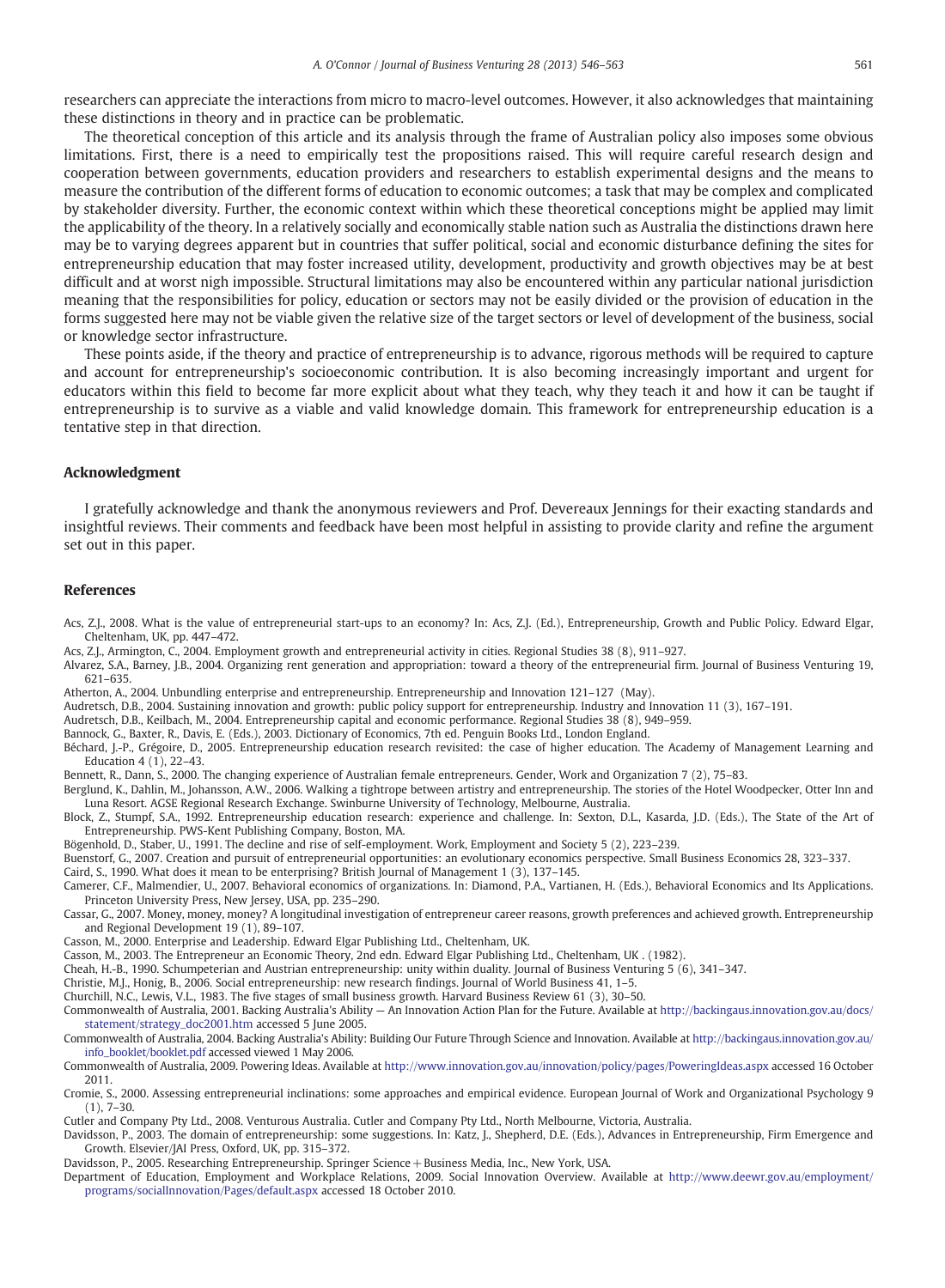researchers can appreciate the interactions from micro to macro-level outcomes. However, it also acknowledges that maintaining these distinctions in theory and in practice can be problematic.

The theoretical conception of this article and its analysis through the frame of Australian policy also imposes some obvious limitations. First, there is a need to empirically test the propositions raised. This will require careful research design and cooperation between governments, education providers and researchers to establish experimental designs and the means to measure the contribution of the different forms of education to economic outcomes; a task that may be complex and complicated by stakeholder diversity. Further, the economic context within which these theoretical conceptions might be applied may limit the applicability of the theory. In a relatively socially and economically stable nation such as Australia the distinctions drawn here may be to varying degrees apparent but in countries that suffer political, social and economic disturbance defining the sites for entrepreneurship education that may foster increased utility, development, productivity and growth objectives may be at best difficult and at worst nigh impossible. Structural limitations may also be encountered within any particular national jurisdiction meaning that the responsibilities for policy, education or sectors may not be easily divided or the provision of education in the forms suggested here may not be viable given the relative size of the target sectors or level of development of the business, social or knowledge sector infrastructure.

These points aside, if the theory and practice of entrepreneurship is to advance, rigorous methods will be required to capture and account for entrepreneurship's socioeconomic contribution. It is also becoming increasingly important and urgent for educators within this field to become far more explicit about what they teach, why they teach it and how it can be taught if entrepreneurship is to survive as a viable and valid knowledge domain. This framework for entrepreneurship education is a tentative step in that direction.

## Acknowledgment

I gratefully acknowledge and thank the anonymous reviewers and Prof. Devereaux Jennings for their exacting standards and insightful reviews. Their comments and feedback have been most helpful in assisting to provide clarity and refine the argument set out in this paper.

## References

Acs, Z.J., 2008. What is the value of entrepreneurial start-ups to an economy? In: Acs, Z.J. (Ed.), Entrepreneurship, Growth and Public Policy. Edward Elgar, Cheltenham, UK, pp. 447–472.

Acs, Z.J., Armington, C., 2004. Employment growth and entrepreneurial activity in cities. Regional Studies 38 (8), 911–927.

Alvarez, S.A., Barney, J.B., 2004. Organizing rent generation and appropriation: toward a theory of the entrepreneurial firm. Journal of Business Venturing 19, 621–635.

Atherton, A., 2004. Unbundling enterprise and entrepreneurship. Entrepreneurship and Innovation 121–127 (May).

Audretsch, D.B., 2004. Sustaining innovation and growth: public policy support for entrepreneurship. Industry and Innovation 11 (3), 167–191.

Audretsch, D.B., Keilbach, M., 2004. Entrepreneurship capital and economic performance. Regional Studies 38 (8), 949–959.

Bannock, G., Baxter, R., Davis, E. (Eds.), 2003. Dictionary of Economics, 7th ed. Penguin Books Ltd., London England.

Béchard, J.-P., Grégoire, D., 2005. Entrepreneurship education research revisited: the case of higher education. The Academy of Management Learning and Education 4 (1), 22–43.

Bennett, R., Dann, S., 2000. The changing experience of Australian female entrepreneurs. Gender, Work and Organization 7 (2), 75–83.

Berglund, K., Dahlin, M., Johansson, A.W., 2006. Walking a tightrope between artistry and entrepreneurship. The stories of the Hotel Woodpecker, Otter Inn and Luna Resort. AGSE Regional Research Exchange. Swinburne University of Technology, Melbourne, Australia.

Block, Z., Stumpf, S.A., 1992. Entrepreneurship education research: experience and challenge. In: Sexton, D.L., Kasarda, J.D. (Eds.), The State of the Art of Entrepreneurship. PWS-Kent Publishing Company, Boston, MA.

Bögenhold, D., Staber, U., 1991. The decline and rise of self-employment. Work, Employment and Society 5 (2), 223–239.

Buenstorf, G., 2007. Creation and pursuit of entrepreneurial opportunities: an evolutionary economics perspective. Small Business Economics 28, 323–337.

Caird, S., 1990. What does it mean to be enterprising? British Journal of Management 1 (3), 137–145.

Camerer, C.F., Malmendier, U., 2007. Behavioral economics of organizations. In: Diamond, P.A., Vartianen, H. (Eds.), Behavioral Economics and Its Applications. Princeton University Press, New Jersey, USA, pp. 235–290.

Cassar, G., 2007. Money, money, money? A longitudinal investigation of entrepreneur career reasons, growth preferences and achieved growth. Entrepreneurship and Regional Development 19 (1), 89–107.

Casson, M., 2000. Enterprise and Leadership. Edward Elgar Publishing Ltd., Cheltenham, UK.

Casson, M., 2003. The Entrepreneur an Economic Theory, 2nd edn. Edward Elgar Publishing Ltd., Cheltenham, UK . (1982).

Cheah, H.-B., 1990. Schumpeterian and Austrian entrepreneurship: unity within duality. Journal of Business Venturing 5 (6), 341–347.

Christie, M.J., Honig, B., 2006. Social entrepreneurship: new research findings. Journal of World Business 41, 1–5.

Churchill, N.C., Lewis, V.L., 1983. The five stages of small business growth. Harvard Business Review 61 (3), 30–50.

Commonwealth of Australia, 2001. Backing Australia's Ability — An Innovation Action Plan for the Future. Available at http://backingaus.innovation.gov.au/docs/statement/strategy_doc2001.htm accessed 5 June 2005.

Commonwealth of Australia, 2004. Backing Australia's Ability: Building Our Future Through Science and Innovation. Available at http://backingaus.innovation.gov.au/info_booklet/booklet.pdf accessed viewed 1 May 2006.

Commonwealth of Australia, 2009. Powering Ideas. Available at http://www.innovation.gov.au/innovation/policy/pages/PoweringIdeas.aspx accessed 16 October 2011.

Cromie, S., 2000. Assessing entrepreneurial inclinations: some approaches and empirical evidence. European Journal of Work and Organizational Psychology 9 (1), 7–30.

Cutler and Company Pty Ltd., 2008. Venturous Australia. Cutler and Company Pty Ltd., North Melbourne, Victoria, Australia.

Davidsson, P., 2003. The domain of entrepreneurship: some suggestions. In: Katz, J., Shepherd, D.E. (Eds.), Advances in Entrepreneurship, Firm Emergence and Growth. Elsevier/JAI Press, Oxford, UK, pp. 315–372.

Davidsson, P., 2005. Researching Entrepreneurship. Springer Science + Business Media, Inc., New York, USA.

Department of Education, Employment and Workplace Relations, 2009. Social Innovation Overview. Available at http://www.deewr.gov.au/employment/programs/socialInnovation/Pages/default.aspx accessed 18 October 2010.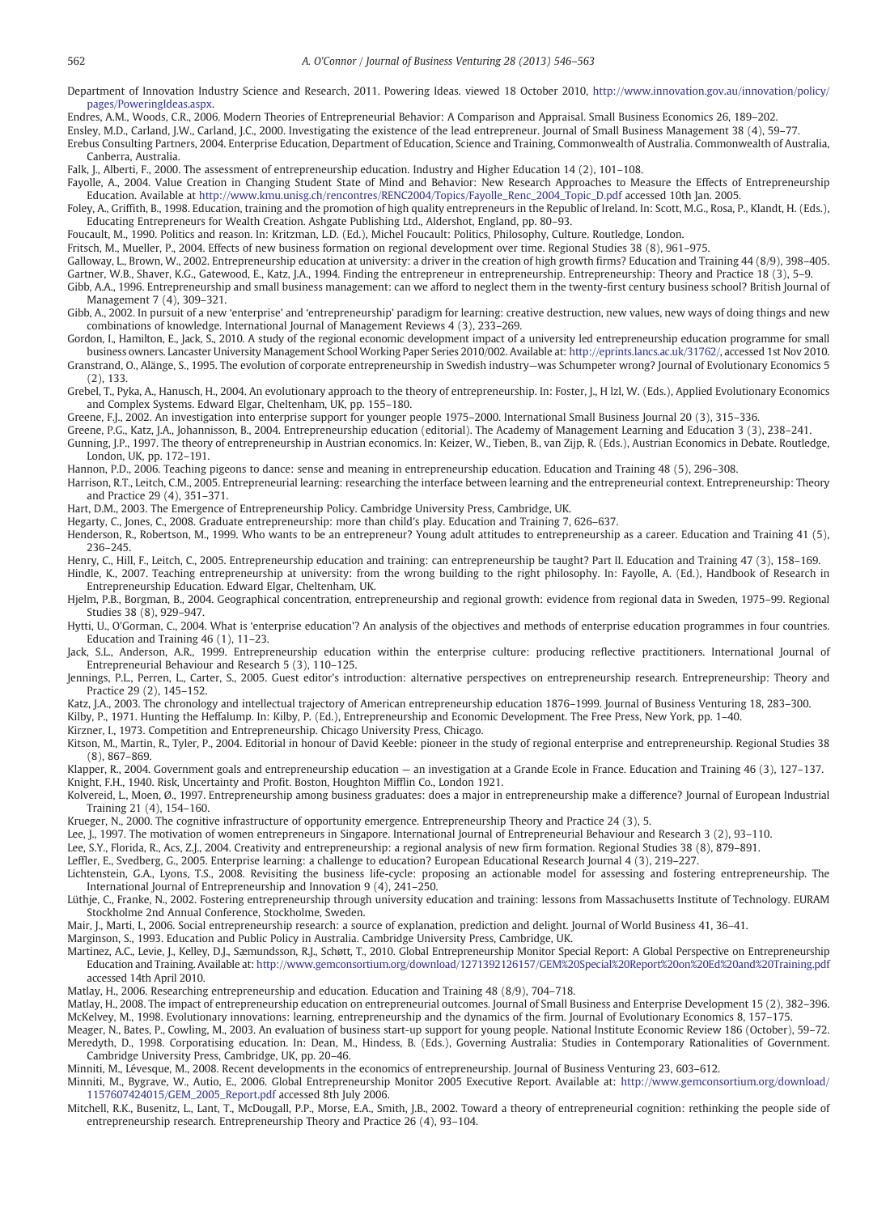Department of Innovation Industry Science and Research, 2011. Powering Ideas. viewed 18 October 2010, http://www.innovation.gov.au/innovation/policy/pages/PoweringIdeas.aspx.

Endres, A.M., Woods, C.R., 2006. Modern Theories of Entrepreneurial Behavior: A Comparison and Appraisal. Small Business Economics 26, 189–202.

Ensley, M.D., Carland, J.W., Carland, J.C., 2000. Investigating the existence of the lead entrepreneur. Journal of Small Business Management 38 (4), 59–77.

Erebus Consulting Partners, 2004. Enterprise Education, Department of Education, Science and Training, Commonwealth of Australia. Commonwealth of Australia, Canberra, Australia.

Falk, J., Alberti, F., 2000. The assessment of entrepreneurship education. Industry and Higher Education 14 (2), 101–108.

Fayolle, A., 2004. Value Creation in Changing Student State of Mind and Behavior: New Research Approaches to Measure the Effects of Entrepreneurship Education. Available at http://www.kmu.unisg.ch/rencontres/RENC2004/Topics/Fayolle_Renc_2004_Topic_D.pdf accessed 10th Jan. 2005.

Foley, A., Griffith, B., 1998. Education, training and the promotion of high quality entrepreneurs in the Republic of Ireland. In: Scott, M.G., Rosa, P., Klandt, H. (Eds.), Educating Entrepreneurs for Wealth Creation. Ashgate Publishing Ltd., Aldershot, England, pp. 80–93.

Foucault, M., 1990. Politics and reason. In: Kritzman, L.D. (Ed.), Michel Foucault: Politics, Philosophy, Culture. Routledge, London.

Fritsch, M., Mueller, P., 2004. Effects of new business formation on regional development over time. Regional Studies 38 (8), 961–975.

Galloway, L., Brown, W., 2002. Entrepreneurship education at university: a driver in the creation of high growth firms? Education and Training 44 (8/9), 398–405.

Gartner, W.B., Shaver, K.G., Gatewood, E., Katz, J.A., 1994. Finding the entrepreneur in entrepreneurship. Entrepreneurship: Theory and Practice 18 (3), 5–9.

Gibb, A.A., 1996. Entrepreneurship and small business management: can we afford to neglect them in the twenty-first century business school? British Journal of Management 7 (4), 309–321.

Gibb, A., 2002. In pursuit of a new 'enterprise' and 'entrepreneurship' paradigm for learning: creative destruction, new values, new ways of doing things and new combinations of knowledge. International Journal of Management Reviews 4 (3), 233–269.

Gordon, I., Hamilton, E., Jack, S., 2010. A study of the regional economic development impact of a university led entrepreneurship education programme for small business owners. Lancaster University Management School Working Paper Series 2010/002. Available at: http://eprints.lancs.ac.uk/31762/, accessed 1st Nov 2010.

Granstrand, O., Alänge, S., 1995. The evolution of corporate entrepreneurship in Swedish industry—was Schumpeter wrong? Journal of Evolutionary Economics 5 (2), 133.

Grebel, T., Pyka, A., Hanusch, H., 2004. An evolutionary approach to the theory of entrepreneurship. In: Foster, J., H lzl, W. (Eds.), Applied Evolutionary Economics and Complex Systems. Edward Elgar, Cheltenham, UK, pp. 155–180.

Greene, F.J., 2002. An investigation into enterprise support for younger people 1975–2000. International Small Business Journal 20 (3), 315–336.

Greene, P.G., Katz, J.A., Johannisson, B., 2004. Entrepreneurship education (editorial). The Academy of Management Learning and Education 3 (3), 238–241.

Gunning, J.P., 1997. The theory of entrepreneurship in Austrian economics. In: Keizer, W., Tieben, B., van Zijp, R. (Eds.), Austrian Economics in Debate. Routledge, London, UK, pp. 172–191.

Hannon, P.D., 2006. Teaching pigeons to dance: sense and meaning in entrepreneurship education. Education and Training 48 (5), 296–308.

Harrison, R.T., Leitch, C.M., 2005. Entrepreneurial learning: researching the interface between learning and the entrepreneurial context. Entrepreneurship: Theory and Practice 29 (4), 351–371.

Hart, D.M., 2003. The Emergence of Entrepreneurship Policy. Cambridge University Press, Cambridge, UK.

Hegarty, C., Jones, C., 2008. Graduate entrepreneurship: more than child's play. Education and Training 7, 626–637.

Henderson, R., Robertson, M., 1999. Who wants to be an entrepreneur? Young adult attitudes to entrepreneurship as a career. Education and Training 41 (5), 236–245.

Henry, C., Hill, F., Leitch, C., 2005. Entrepreneurship education and training: can entrepreneurship be taught? Part II. Education and Training 47 (3), 158–169.

Hindle, K., 2007. Teaching entrepreneurship at university: from the wrong building to the right philosophy. In: Fayolle, A. (Ed.), Handbook of Research in Entrepreneurship Education. Edward Elgar, Cheltenham, UK.

Hjelm, P.B., Borgman, B., 2004. Geographical concentration, entrepreneurship and regional growth: evidence from regional data in Sweden, 1975–99. Regional Studies 38 (8), 929–947.

Hytti, U., O'Gorman, C., 2004. What is 'enterprise education'? An analysis of the objectives and methods of enterprise education programmes in four countries. Education and Training 46 (1), 11–23.

Jack, S.L., Anderson, A.R., 1999. Entrepreneurship education within the enterprise culture: producing reflective practitioners. International Journal of Entrepreneurial Behaviour and Research 5 (3), 110–125.

Jennings, P.L., Perren, L., Carter, S., 2005. Guest editor's introduction: alternative perspectives on entrepreneurship research. Entrepreneurship: Theory and Practice 29 (2), 145–152.

Katz, J.A., 2003. The chronology and intellectual trajectory of American entrepreneurship education 1876–1999. Journal of Business Venturing 18, 283–300.

Kilby, P., 1971. Hunting the Heffalump. In: Kilby, P. (Ed.), Entrepreneurship and Economic Development. The Free Press, New York, pp. 1–40.

Kirzner, I., 1973. Competition and Entrepreneurship. Chicago University Press, Chicago.

Kitson, M., Martin, R., Tyler, P., 2004. Editorial in honour of David Keeble: pioneer in the study of regional enterprise and entrepreneurship. Regional Studies 38 (8), 867–869.

Klapper, R., 2004. Government goals and entrepreneurship education — an investigation at a Grande Ecole in France. Education and Training 46 (3), 127–137.

Knight, F.H., 1940. Risk, Uncertainty and Profit. Boston, Houghton Mifflin Co., London 1921.

Kolvereid, L., Moen, Ø., 1997. Entrepreneurship among business graduates: does a major in entrepreneurship make a difference? Journal of European Industrial Training 21 (4), 154–160.

Krueger, N., 2000. The cognitive infrastructure of opportunity emergence. Entrepreneurship Theory and Practice 24 (3), 5.

Lee, J., 1997. The motivation of women entrepreneurs in Singapore. International Journal of Entrepreneurial Behaviour and Research 3 (2), 93–110.

Lee, S.Y., Florida, R., Acs, Z.J., 2004. Creativity and entrepreneurship: a regional analysis of new firm formation. Regional Studies 38 (8), 879–891.

Leffler, E., Svedberg, G., 2005. Enterprise learning: a challenge to education? European Educational Research Journal 4 (3), 219–227.

Lichtenstein, G.A., Lyons, T.S., 2008. Revisiting the business life-cycle: proposing an actionable model for assessing and fostering entrepreneurship. The International Journal of Entrepreneurship and Innovation 9 (4), 241–250.

Lüthje, C., Franke, N., 2002. Fostering entrepreneurship through university education and training: lessons from Massachusetts Institute of Technology. EURAM Stockholme 2nd Annual Conference, Stockholme, Sweden.

Mair, J., Marti, I., 2006. Social entrepreneurship research: a source of explanation, prediction and delight. Journal of World Business 41, 36–41.

Marginson, S., 1993. Education and Public Policy in Australia. Cambridge University Press, Cambridge, UK.

Martinez, A.C., Levie, J., Kelley, D.J., Sæmundsson, R.J., Schøtt, T., 2010. Global Entrepreneurship Monitor Special Report: A Global Perspective on Entrepreneurship Education and Training. Available at: http://www.gemconsortium.org/download/1271392126157/GEM%20Special%20Report%20on%20Ed%20and%20Training.pdf accessed 14th April 2010.

Matlay, H., 2006. Researching entrepreneurship and education. Education and Training 48 (8/9), 704–718.

Matlay, H., 2008. The impact of entrepreneurship education on entrepreneurial outcomes. Journal of Small Business and Enterprise Development 15 (2), 382–396.

McKelvey, M., 1998. Evolutionary innovations: learning, entrepreneurship and the dynamics of the firm. Journal of Evolutionary Economics 8, 157–175.

Meager, N., Bates, P., Cowling, M., 2003. An evaluation of business start-up support for young people. National Institute Economic Review 186 (October), 59–72.

Meredyth, D., 1998. Corporatising education. In: Dean, M., Hindess, B. (Eds.), Governing Australia: Studies in Contemporary Rationalities of Government. Cambridge University Press, Cambridge, UK, pp. 20–46.

Minniti, M., Lévesque, M., 2008. Recent developments in the economics of entrepreneurship. Journal of Business Venturing 23, 603–612.

Minniti, M., Bygrave, W., Autio, E., 2006. Global Entrepreneurship Monitor 2005 Executive Report. Available at: http://www.gemconsortium.org/download/1157607424015/GEM_2005_Report.pdf accessed 8th July 2006.

Mitchell, R.K., Busenitz, L., Lant, T., McDougall, P.P., Morse, E.A., Smith, J.B., 2002. Toward a theory of entrepreneurial cognition: rethinking the people side of entrepreneurship research. Entrepreneurship Theory and Practice 26 (4), 93–104.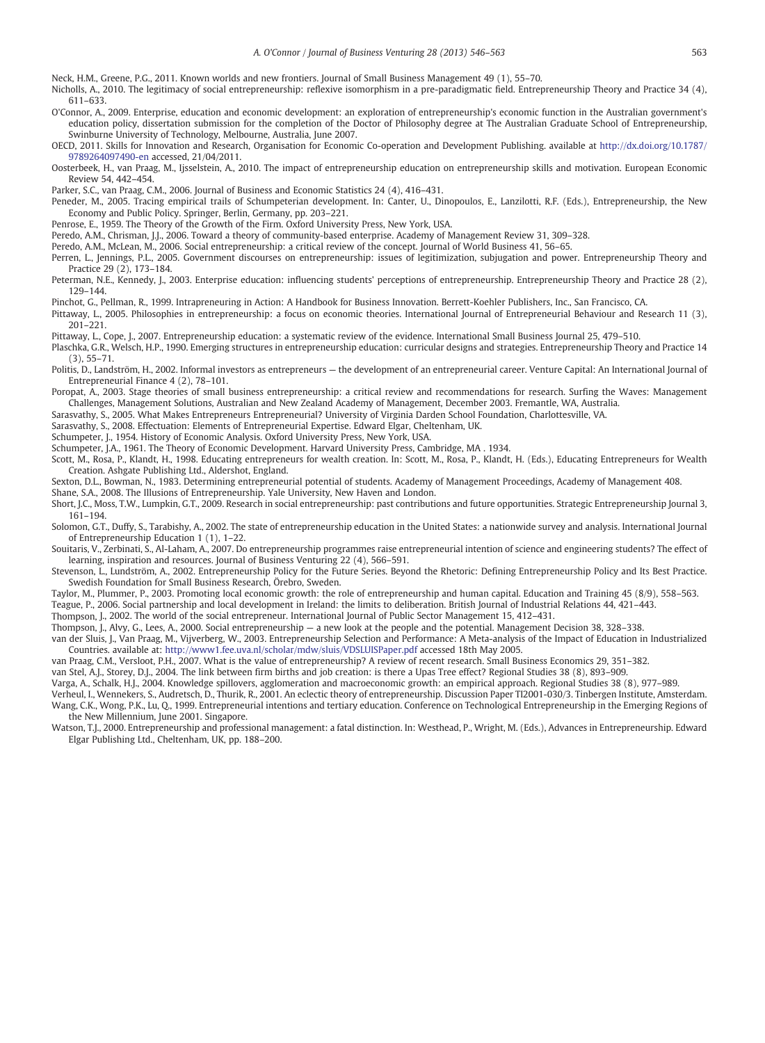Neck, H.M., Greene, P.G., 2011. Known worlds and new frontiers. Journal of Small Business Management 49 (1), 55–70.

Nicholls, A., 2010. The legitimacy of social entrepreneurship: reflexive isomorphism in a pre-paradigmatic field. Entrepreneurship Theory and Practice 34 (4), 611–633.

O'Connor, A., 2009. Enterprise, education and economic development: an exploration of entrepreneurship's economic function in the Australian government's education policy, dissertation submission for the completion of the Doctor of Philosophy degree at The Australian Graduate School of Entrepreneurship, Swinburne University of Technology, Melbourne, Australia, June 2007.

OECD, 2011. Skills for Innovation and Research, Organisation for Economic Co-operation and Development Publishing. available at http://dx.doi.org/10.1787/9789264097490-en accessed, 21/04/2011.

Oosterbeek, H., van Praag, M., Ijsselstein, A., 2010. The impact of entrepreneurship education on entrepreneurship skills and motivation. European Economic Review 54, 442–454.

Parker, S.C., van Praag, C.M., 2006. Journal of Business and Economic Statistics 24 (4), 416–431.

Peneder, M., 2005. Tracing empirical trails of Schumpeterian development. In: Canter, U., Dinopoulos, E., Lanzilotti, R.F. (Eds.), Entrepreneurship, the New Economy and Public Policy. Springer, Berlin, Germany, pp. 203–221.

Penrose, E., 1959. The Theory of the Growth of the Firm. Oxford University Press, New York, USA.

Peredo, A.M., Chrisman, J.J., 2006. Toward a theory of community-based enterprise. Academy of Management Review 31, 309–328.

Peredo, A.M., McLean, M., 2006. Social entrepreneurship: a critical review of the concept. Journal of World Business 41, 56–65.

Perren, L., Jennings, P.L., 2005. Government discourses on entrepreneurship: issues of legitimization, subjugation and power. Entrepreneurship Theory and Practice 29 (2), 173–184.

Peterman, N.E., Kennedy, J., 2003. Enterprise education: influencing students' perceptions of entrepreneurship. Entrepreneurship Theory and Practice 28 (2), 129–144.

Pinchot, G., Pellman, R., 1999. Intrapreneuring in Action: A Handbook for Business Innovation. Berrett-Koehler Publishers, Inc., San Francisco, CA.

Pittaway, L., 2005. Philosophies in entrepreneurship: a focus on economic theories. International Journal of Entrepreneurial Behaviour and Research 11 (3), 201–221.

Pittaway, L., Cope, J., 2007. Entrepreneurship education: a systematic review of the evidence. International Small Business Journal 25, 479–510.

Plaschka, G.R., Welsch, H.P., 1990. Emerging structures in entrepreneurship education: curricular designs and strategies. Entrepreneurship Theory and Practice 14 (3), 55–71.

Politis, D., Landström, H., 2002. Informal investors as entrepreneurs — the development of an entrepreneurial career. Venture Capital: An International Journal of Entrepreneurial Finance 4 (2), 78–101.

Poropat, A., 2003. Stage theories of small business entrepreneurship: a critical review and recommendations for research. Surfing the Waves: Management Challenges, Management Solutions, Australian and New Zealand Academy of Management, December 2003. Fremantle, WA, Australia.

Sarasvathy, S., 2005. What Makes Entrepreneurs Entrepreneurial? University of Virginia Darden School Foundation, Charlottesville, VA.

Sarasvathy, S., 2008. Effectuation: Elements of Entrepreneurial Expertise. Edward Elgar, Cheltenham, UK.

Schumpeter, J., 1954. History of Economic Analysis. Oxford University Press, New York, USA.

Schumpeter, J.A., 1961. The Theory of Economic Development. Harvard University Press, Cambridge, MA . 1934.

Scott, M., Rosa, P., Klandt, H., 1998. Educating entrepreneurs for wealth creation. In: Scott, M., Rosa, P., Klandt, H. (Eds.), Educating Entrepreneurs for Wealth Creation. Ashgate Publishing Ltd., Aldershot, England.

Sexton, D.L., Bowman, N., 1983. Determining entrepreneurial potential of students. Academy of Management Proceedings, Academy of Management 408.

Shane, S.A., 2008. The Illusions of Entrepreneurship. Yale University, New Haven and London.

Short, J.C., Moss, T.W., Lumpkin, G.T., 2009. Research in social entrepreneurship: past contributions and future opportunities. Strategic Entrepreneurship Journal 3, 161–194.

Solomon, G.T., Duffy, S., Tarabishy, A., 2002. The state of entrepreneurship education in the United States: a nationwide survey and analysis. International Journal of Entrepreneurship Education 1 (1), 1–22.

Souitaris, V., Zerbinati, S., Al-Laham, A., 2007. Do entrepreneurship programmes raise entrepreneurial intention of science and engineering students? The effect of learning, inspiration and resources. Journal of Business Venturing 22 (4), 566–591.

Stevenson, L., Lundström, A., 2002. Entrepreneurship Policy for the Future Series. Beyond the Rhetoric: Defining Entrepreneurship Policy and Its Best Practice. Swedish Foundation for Small Business Research, Örebro, Sweden.

Taylor, M., Plummer, P., 2003. Promoting local economic growth: the role of entrepreneurship and human capital. Education and Training 45 (8/9), 558–563.

Teague, P., 2006. Social partnership and local development in Ireland: the limits to deliberation. British Journal of Industrial Relations 44, 421–443.

Thompson, J., 2002. The world of the social entrepreneur. International Journal of Public Sector Management 15, 412–431.

Thompson, J., Alvy, G., Lees, A., 2000. Social entrepreneurship — a new look at the people and the potential. Management Decision 38, 328–338.

van der Sluis, J., Van Praag, M., Vijverberg, W., 2003. Entrepreneurship Selection and Performance: A Meta-analysis of the Impact of Education in Industrialized Countries. available at: http://www1.fee.uva.nl/scholar/mdw/sluis/VDSLUISPaper.pdf accessed 18th May 2005.

van Praag, C.M., Versloot, P.H., 2007. What is the value of entrepreneurship? A review of recent research. Small Business Economics 29, 351–382.

van Stel, A.J., Storey, D.J., 2004. The link between firm births and job creation: is there a Upas Tree effect? Regional Studies 38 (8), 893–909.

Varga, A., Schalk, H.J., 2004. Knowledge spillovers, agglomeration and macroeconomic growth: an empirical approach. Regional Studies 38 (8), 977–989.

Verheul, I., Wennekers, S., Audretsch, D., Thurik, R., 2001. An eclectic theory of entrepreneurship. Discussion Paper TI2001-030/3. Tinbergen Institute, Amsterdam.

Wang, C.K., Wong, P.K., Lu, Q., 1999. Entrepreneurial intentions and tertiary education. Conference on Technological Entrepreneurship in the Emerging Regions of the New Millennium, June 2001. Singapore.

Watson, T.J., 2000. Entrepreneurship and professional management: a fatal distinction. In: Westhead, P., Wright, M. (Eds.), Advances in Entrepreneurship. Edward Elgar Publishing Ltd., Cheltenham, UK, pp. 188–200.